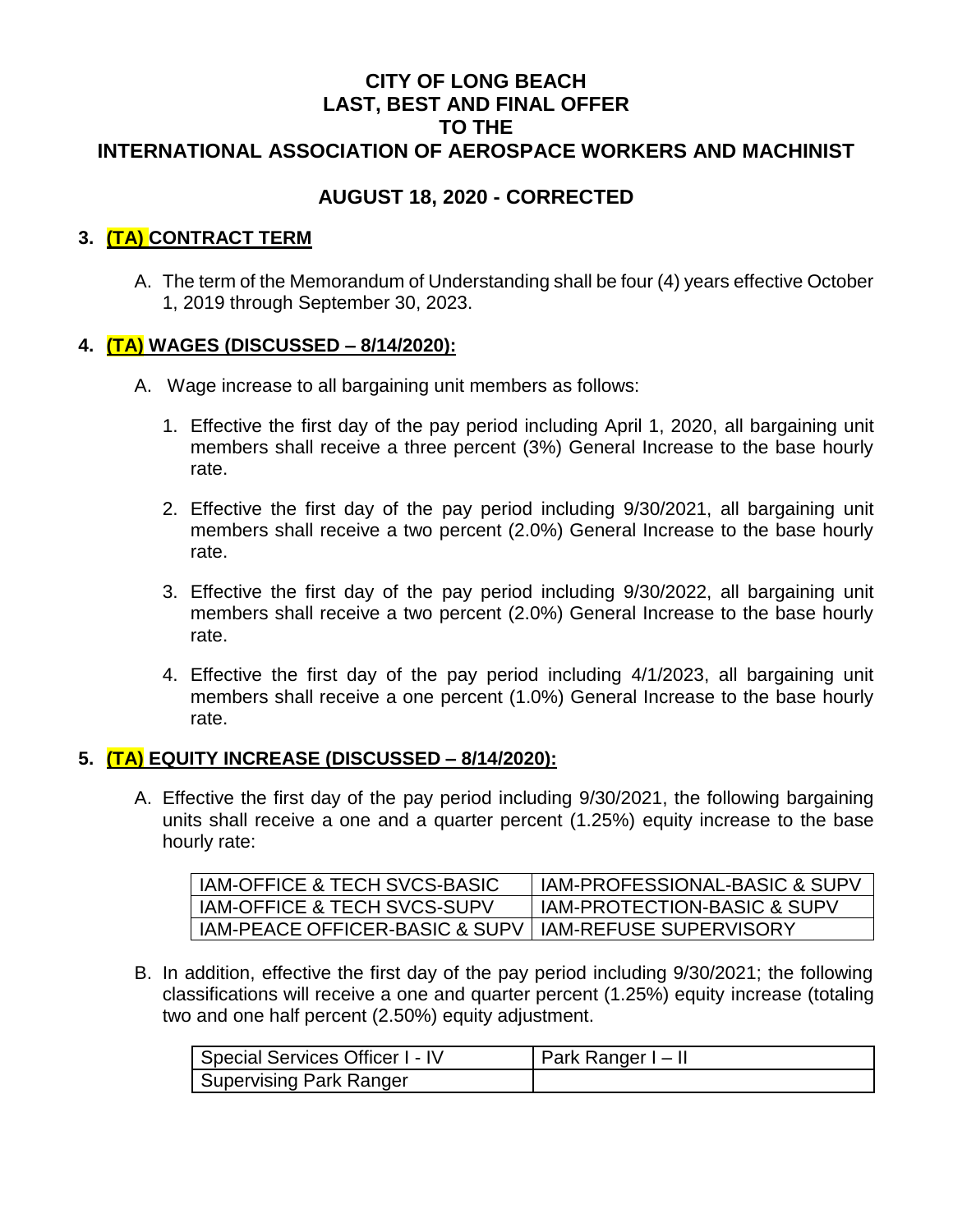# CITY OF LONG BEACH
# LAST, BEST AND FINAL OFFER
# TO THE
# INTERNATIONAL ASSOCIATION OF AEROSPACE WORKERS AND MACHINIST

## AUGUST 18, 2020 - CORRECTED

### 3. (TA) CONTRACT TERM

A. The term of the Memorandum of Understanding shall be four (4) years effective October 1, 2019 through September 30, 2023.

### 4. (TA) WAGES (DISCUSSED – 8/14/2020):

A. Wage increase to all bargaining unit members as follows:

1. Effective the first day of the pay period including April 1, 2020, all bargaining unit members shall receive a three percent (3%) General Increase to the base hourly rate.

2. Effective the first day of the pay period including 9/30/2021, all bargaining unit members shall receive a two percent (2.0%) General Increase to the base hourly rate.

3. Effective the first day of the pay period including 9/30/2022, all bargaining unit members shall receive a two percent (2.0%) General Increase to the base hourly rate.

4. Effective the first day of the pay period including 4/1/2023, all bargaining unit members shall receive a one percent (1.0%) General Increase to the base hourly rate.

### 5. (TA) EQUITY INCREASE (DISCUSSED – 8/14/2020):

A. Effective the first day of the pay period including 9/30/2021, the following bargaining units shall receive a one and a quarter percent (1.25%) equity increase to the base hourly rate:

| | |
|---|---|
| IAM-OFFICE & TECH SVCS-BASIC | IAM-PROFESSIONAL-BASIC & SUPV |
| IAM-OFFICE & TECH SVCS-SUPV | IAM-PROTECTION-BASIC & SUPV |
| IAM-PEACE OFFICER-BASIC & SUPV | IAM-REFUSE SUPERVISORY |

B. In addition, effective the first day of the pay period including 9/30/2021; the following classifications will receive a one and quarter percent (1.25%) equity increase (totaling two and one half percent (2.50%) equity adjustment.

| | |
|---|---|
| Special Services Officer I - IV | Park Ranger I – II |
| Supervising Park Ranger | |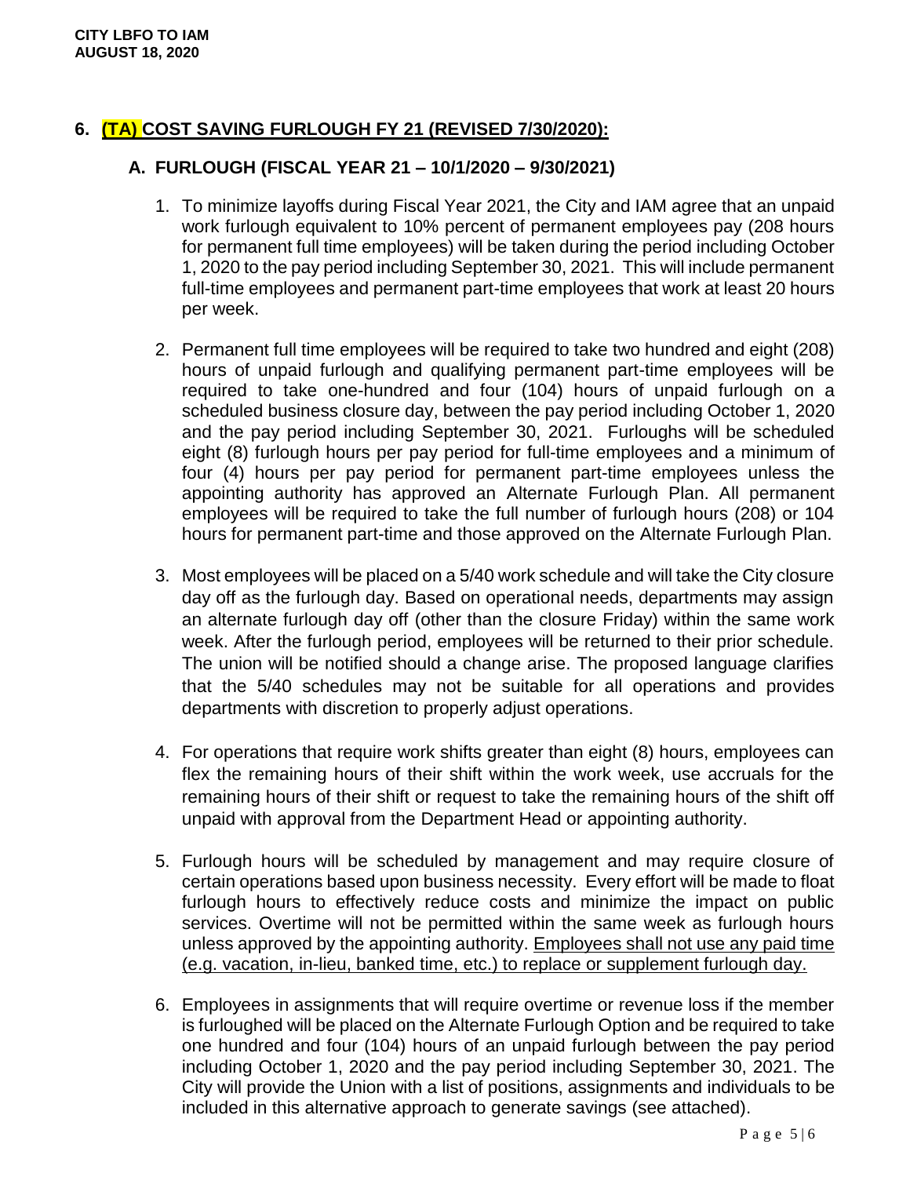## 6. (TA) COST SAVING FURLOUGH FY 21 (REVISED 7/30/2020):

### A. FURLOUGH (FISCAL YEAR 21 – 10/1/2020 – 9/30/2021)

1. To minimize layoffs during Fiscal Year 2021, the City and IAM agree that an unpaid work furlough equivalent to 10% percent of permanent employees pay (208 hours for permanent full time employees) will be taken during the period including October 1, 2020 to the pay period including September 30, 2021. This will include permanent full-time employees and permanent part-time employees that work at least 20 hours per week.

2. Permanent full time employees will be required to take two hundred and eight (208) hours of unpaid furlough and qualifying permanent part-time employees will be required to take one-hundred and four (104) hours of unpaid furlough on a scheduled business closure day, between the pay period including October 1, 2020 and the pay period including September 30, 2021. Furloughs will be scheduled eight (8) furlough hours per pay period for full-time employees and a minimum of four (4) hours per pay period for permanent part-time employees unless the appointing authority has approved an Alternate Furlough Plan. All permanent employees will be required to take the full number of furlough hours (208) or 104 hours for permanent part-time and those approved on the Alternate Furlough Plan.

3. Most employees will be placed on a 5/40 work schedule and will take the City closure day off as the furlough day. Based on operational needs, departments may assign an alternate furlough day off (other than the closure Friday) within the same work week. After the furlough period, employees will be returned to their prior schedule. The union will be notified should a change arise. The proposed language clarifies that the 5/40 schedules may not be suitable for all operations and provides departments with discretion to properly adjust operations.

4. For operations that require work shifts greater than eight (8) hours, employees can flex the remaining hours of their shift within the work week, use accruals for the remaining hours of their shift or request to take the remaining hours of the shift off unpaid with approval from the Department Head or appointing authority.

5. Furlough hours will be scheduled by management and may require closure of certain operations based upon business necessity. Every effort will be made to float furlough hours to effectively reduce costs and minimize the impact on public services. Overtime will not be permitted within the same week as furlough hours unless approved by the appointing authority. <u>Employees shall not use any paid time (e.g. vacation, in-lieu, banked time, etc.) to replace or supplement furlough day.</u>

6. Employees in assignments that will require overtime or revenue loss if the member is furloughed will be placed on the Alternate Furlough Option and be required to take one hundred and four (104) hours of an unpaid furlough between the pay period including October 1, 2020 and the pay period including September 30, 2021. The City will provide the Union with a list of positions, assignments and individuals to be included in this alternative approach to generate savings (see attached).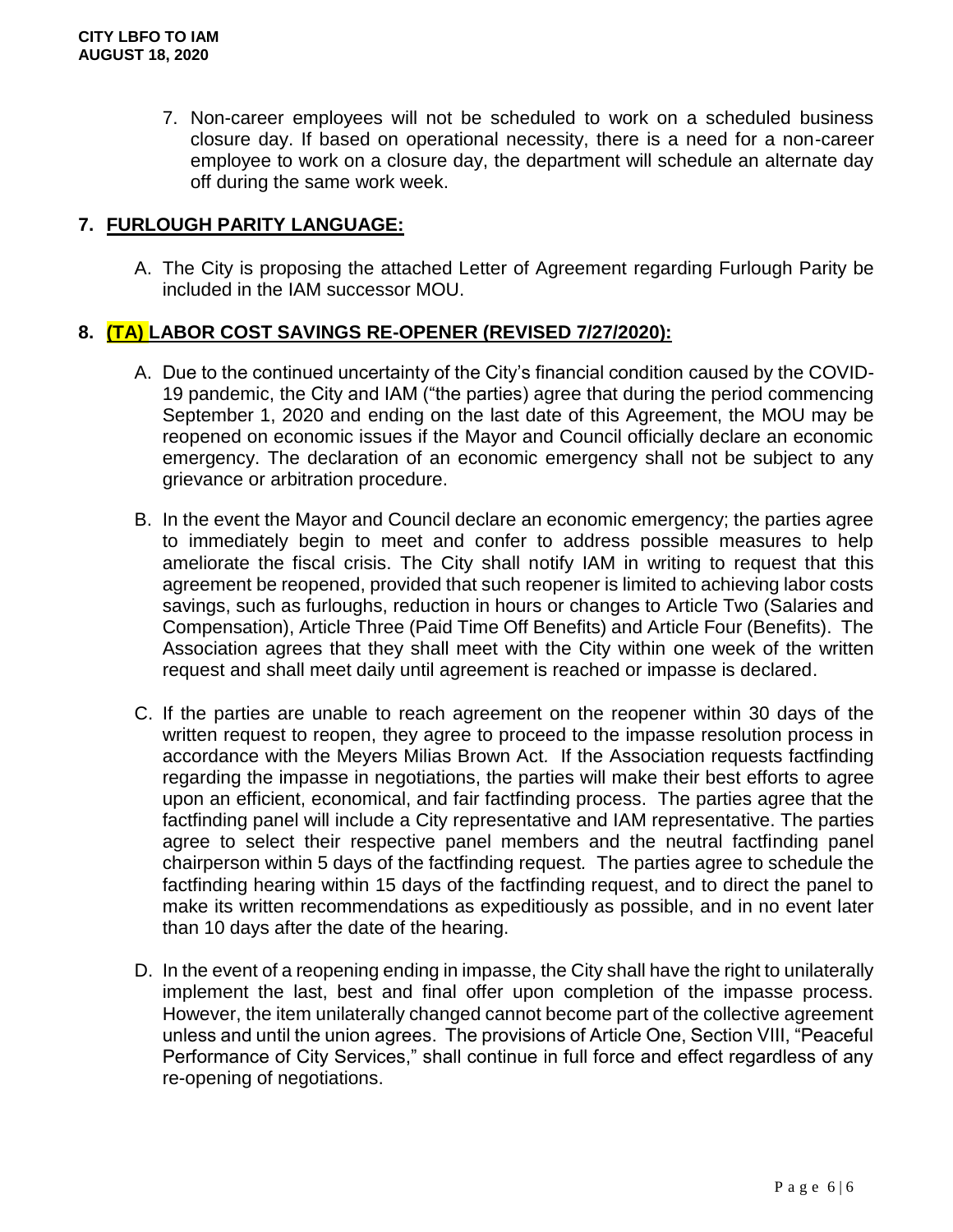7. Non-career employees will not be scheduled to work on a scheduled business closure day. If based on operational necessity, there is a need for a non-career employee to work on a closure day, the department will schedule an alternate day off during the same work week.

## 7. FURLOUGH PARITY LANGUAGE:

A. The City is proposing the attached Letter of Agreement regarding Furlough Parity be included in the IAM successor MOU.

## 8. (TA) LABOR COST SAVINGS RE-OPENER (REVISED 7/27/2020):

A. Due to the continued uncertainty of the City's financial condition caused by the COVID-19 pandemic, the City and IAM ("the parties) agree that during the period commencing September 1, 2020 and ending on the last date of this Agreement, the MOU may be reopened on economic issues if the Mayor and Council officially declare an economic emergency. The declaration of an economic emergency shall not be subject to any grievance or arbitration procedure.

B. In the event the Mayor and Council declare an economic emergency; the parties agree to immediately begin to meet and confer to address possible measures to help ameliorate the fiscal crisis. The City shall notify IAM in writing to request that this agreement be reopened, provided that such reopener is limited to achieving labor costs savings, such as furloughs, reduction in hours or changes to Article Two (Salaries and Compensation), Article Three (Paid Time Off Benefits) and Article Four (Benefits). The Association agrees that they shall meet with the City within one week of the written request and shall meet daily until agreement is reached or impasse is declared.

C. If the parties are unable to reach agreement on the reopener within 30 days of the written request to reopen, they agree to proceed to the impasse resolution process in accordance with the Meyers Milias Brown Act. If the Association requests factfinding regarding the impasse in negotiations, the parties will make their best efforts to agree upon an efficient, economical, and fair factfinding process. The parties agree that the factfinding panel will include a City representative and IAM representative. The parties agree to select their respective panel members and the neutral factfinding panel chairperson within 5 days of the factfinding request. The parties agree to schedule the factfinding hearing within 15 days of the factfinding request, and to direct the panel to make its written recommendations as expeditiously as possible, and in no event later than 10 days after the date of the hearing.

D. In the event of a reopening ending in impasse, the City shall have the right to unilaterally implement the last, best and final offer upon completion of the impasse process. However, the item unilaterally changed cannot become part of the collective agreement unless and until the union agrees. The provisions of Article One, Section VIII, "Peaceful Performance of City Services," shall continue in full force and effect regardless of any re-opening of negotiations.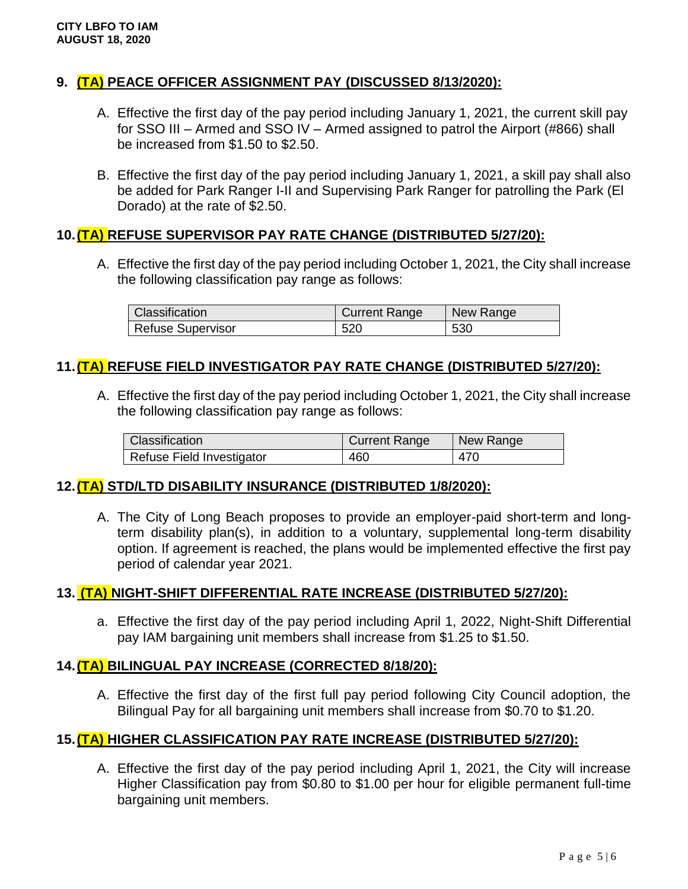## 9. (TA) PEACE OFFICER ASSIGNMENT PAY (DISCUSSED 8/13/2020):

A. Effective the first day of the pay period including January 1, 2021, the current skill pay for SSO III – Armed and SSO IV – Armed assigned to patrol the Airport (#866) shall be increased from $1.50 to $2.50.

B. Effective the first day of the pay period including January 1, 2021, a skill pay shall also be added for Park Ranger I-II and Supervising Park Ranger for patrolling the Park (El Dorado) at the rate of $2.50.

## 10. (TA) REFUSE SUPERVISOR PAY RATE CHANGE (DISTRIBUTED 5/27/20):

A. Effective the first day of the pay period including October 1, 2021, the City shall increase the following classification pay range as follows:

| Classification | Current Range | New Range |
|---|---|---|
| Refuse Supervisor | 520 | 530 |

## 11. (TA) REFUSE FIELD INVESTIGATOR PAY RATE CHANGE (DISTRIBUTED 5/27/20):

A. Effective the first day of the pay period including October 1, 2021, the City shall increase the following classification pay range as follows:

| Classification | Current Range | New Range |
|---|---|---|
| Refuse Field Investigator | 460 | 470 |

## 12. (TA) STD/LTD DISABILITY INSURANCE (DISTRIBUTED 1/8/2020):

A. The City of Long Beach proposes to provide an employer-paid short-term and long-term disability plan(s), in addition to a voluntary, supplemental long-term disability option. If agreement is reached, the plans would be implemented effective the first pay period of calendar year 2021.

## 13. (TA) NIGHT-SHIFT DIFFERENTIAL RATE INCREASE (DISTRIBUTED 5/27/20):

a. Effective the first day of the pay period including April 1, 2022, Night-Shift Differential pay IAM bargaining unit members shall increase from $1.25 to $1.50.

## 14. (TA) BILINGUAL PAY INCREASE (CORRECTED 8/18/20):

A. Effective the first day of the first full pay period following City Council adoption, the Bilingual Pay for all bargaining unit members shall increase from $0.70 to $1.20.

## 15. (TA) HIGHER CLASSIFICATION PAY RATE INCREASE (DISTRIBUTED 5/27/20):

A. Effective the first day of the pay period including April 1, 2021, the City will increase Higher Classification pay from $0.80 to $1.00 per hour for eligible permanent full-time bargaining unit members.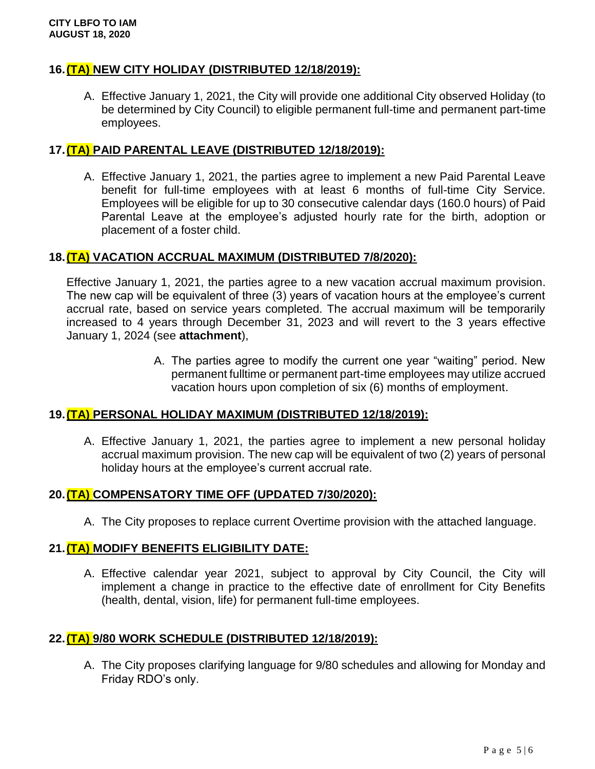## 16. (TA) NEW CITY HOLIDAY (DISTRIBUTED 12/18/2019):

A. Effective January 1, 2021, the City will provide one additional City observed Holiday (to be determined by City Council) to eligible permanent full-time and permanent part-time employees.

## 17. (TA) PAID PARENTAL LEAVE (DISTRIBUTED 12/18/2019):

A. Effective January 1, 2021, the parties agree to implement a new Paid Parental Leave benefit for full-time employees with at least 6 months of full-time City Service. Employees will be eligible for up to 30 consecutive calendar days (160.0 hours) of Paid Parental Leave at the employee's adjusted hourly rate for the birth, adoption or placement of a foster child.

## 18. (TA) VACATION ACCRUAL MAXIMUM (DISTRIBUTED 7/8/2020):

Effective January 1, 2021, the parties agree to a new vacation accrual maximum provision. The new cap will be equivalent of three (3) years of vacation hours at the employee's current accrual rate, based on service years completed. The accrual maximum will be temporarily increased to 4 years through December 31, 2023 and will revert to the 3 years effective January 1, 2024 (see **attachment**),

A. The parties agree to modify the current one year "waiting" period. New permanent fulltime or permanent part-time employees may utilize accrued vacation hours upon completion of six (6) months of employment.

## 19. (TA) PERSONAL HOLIDAY MAXIMUM (DISTRIBUTED 12/18/2019):

A. Effective January 1, 2021, the parties agree to implement a new personal holiday accrual maximum provision. The new cap will be equivalent of two (2) years of personal holiday hours at the employee's current accrual rate.

## 20. (TA) COMPENSATORY TIME OFF (UPDATED 7/30/2020):

A. The City proposes to replace current Overtime provision with the attached language.

## 21. (TA) MODIFY BENEFITS ELIGIBILITY DATE:

A. Effective calendar year 2021, subject to approval by City Council, the City will implement a change in practice to the effective date of enrollment for City Benefits (health, dental, vision, life) for permanent full-time employees.

## 22. (TA) 9/80 WORK SCHEDULE (DISTRIBUTED 12/18/2019):

A. The City proposes clarifying language for 9/80 schedules and allowing for Monday and Friday RDO's only.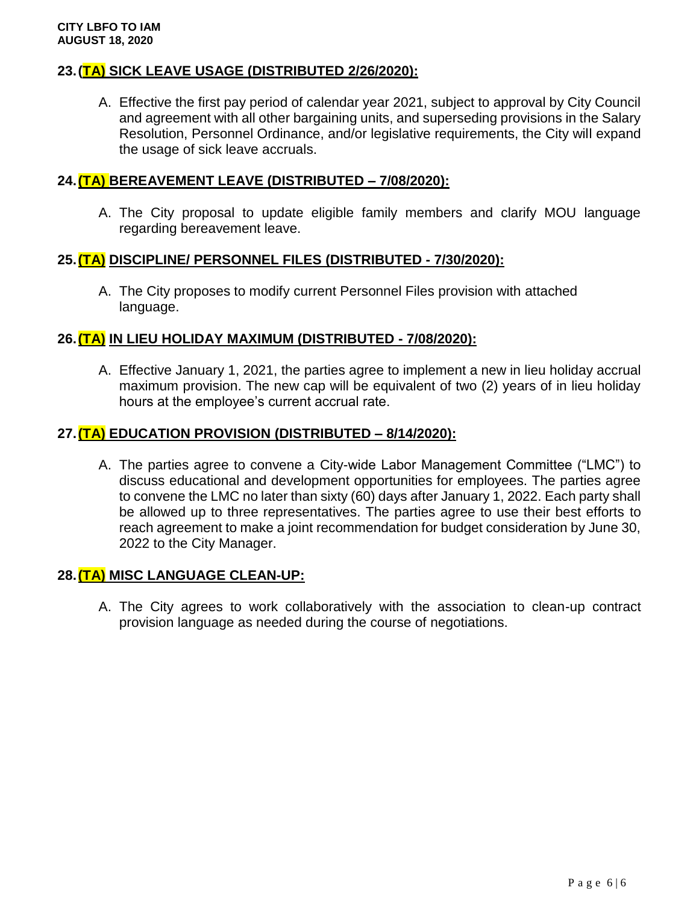**CITY LBFO TO IAM**
**AUGUST 18, 2020**

## 23. (TA) SICK LEAVE USAGE (DISTRIBUTED 2/26/2020):

A. Effective the first pay period of calendar year 2021, subject to approval by City Council and agreement with all other bargaining units, and superseding provisions in the Salary Resolution, Personnel Ordinance, and/or legislative requirements, the City will expand the usage of sick leave accruals.

## 24. (TA) BEREAVEMENT LEAVE (DISTRIBUTED – 7/08/2020):

A. The City proposal to update eligible family members and clarify MOU language regarding bereavement leave.

## 25. (TA) DISCIPLINE/ PERSONNEL FILES (DISTRIBUTED - 7/30/2020):

A. The City proposes to modify current Personnel Files provision with attached language.

## 26. (TA) IN LIEU HOLIDAY MAXIMUM (DISTRIBUTED - 7/08/2020):

A. Effective January 1, 2021, the parties agree to implement a new in lieu holiday accrual maximum provision. The new cap will be equivalent of two (2) years of in lieu holiday hours at the employee's current accrual rate.

## 27. (TA) EDUCATION PROVISION (DISTRIBUTED – 8/14/2020):

A. The parties agree to convene a City-wide Labor Management Committee ("LMC") to discuss educational and development opportunities for employees. The parties agree to convene the LMC no later than sixty (60) days after January 1, 2022. Each party shall be allowed up to three representatives. The parties agree to use their best efforts to reach agreement to make a joint recommendation for budget consideration by June 30, 2022 to the City Manager.

## 28. (TA) MISC LANGUAGE CLEAN-UP:

A. The City agrees to work collaboratively with the association to clean-up contract provision language as needed during the course of negotiations.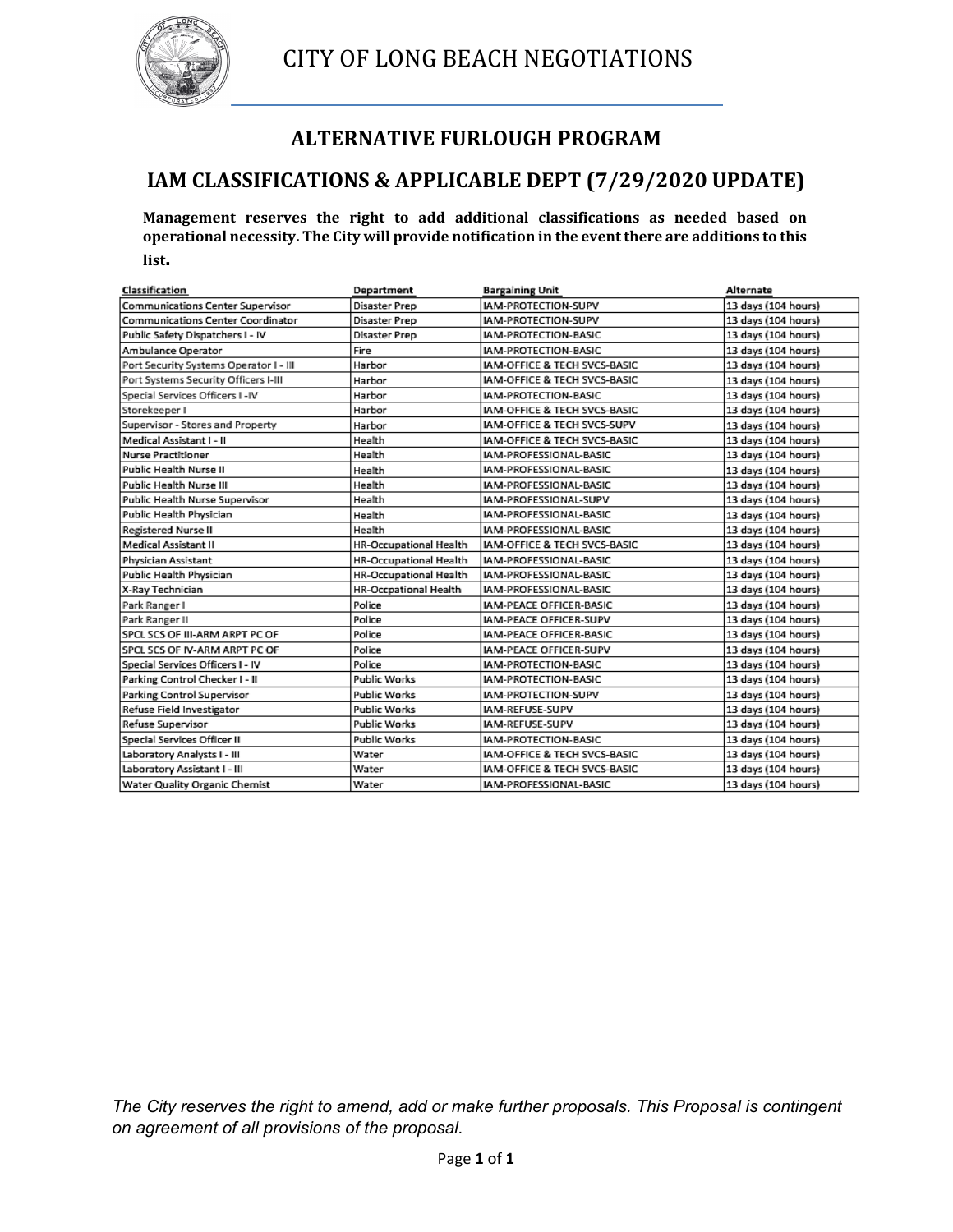# CITY OF LONG BEACH NEGOTIATIONS

## ALTERNATIVE FURLOUGH PROGRAM

## IAM CLASSIFICATIONS & APPLICABLE DEPT (7/29/2020 UPDATE)

**Management reserves the right to add additional classifications as needed based on operational necessity. The City will provide notification in the event there are additions to this list.**

| Classification | Department | Bargaining Unit | Alternate |
|---|---|---|---|
| Communications Center Supervisor | Disaster Prep | IAM-PROTECTION-SUPV | 13 days (104 hours) |
| Communications Center Coordinator | Disaster Prep | IAM-PROTECTION-SUPV | 13 days (104 hours) |
| Public Safety Dispatchers I - IV | Disaster Prep | IAM-PROTECTION-BASIC | 13 days (104 hours) |
| Ambulance Operator | Fire | IAM-PROTECTION-BASIC | 13 days (104 hours) |
| Port Security Systems Operator I - III | Harbor | IAM-OFFICE & TECH SVCS-BASIC | 13 days (104 hours) |
| Port Systems Security Officers I-III | Harbor | IAM-OFFICE & TECH SVCS-BASIC | 13 days (104 hours) |
| Special Services Officers I -IV | Harbor | IAM-PROTECTION-BASIC | 13 days (104 hours) |
| Storekeeper I | Harbor | IAM-OFFICE & TECH SVCS-BASIC | 13 days (104 hours) |
| Supervisor - Stores and Property | Harbor | IAM-OFFICE & TECH SVCS-SUPV | 13 days (104 hours) |
| Medical Assistant I - II | Health | IAM-OFFICE & TECH SVCS-BASIC | 13 days (104 hours) |
| Nurse Practitioner | Health | IAM-PROFESSIONAL-BASIC | 13 days (104 hours) |
| Public Health Nurse II | Health | IAM-PROFESSIONAL-BASIC | 13 days (104 hours) |
| Public Health Nurse III | Health | IAM-PROFESSIONAL-BASIC | 13 days (104 hours) |
| Public Health Nurse Supervisor | Health | IAM-PROFESSIONAL-SUPV | 13 days (104 hours) |
| Public Health Physician | Health | IAM-PROFESSIONAL-BASIC | 13 days (104 hours) |
| Registered Nurse II | Health | IAM-PROFESSIONAL-BASIC | 13 days (104 hours) |
| Medical Assistant II | HR-Occupational Health | IAM-OFFICE & TECH SVCS-BASIC | 13 days (104 hours) |
| Physician Assistant | HR-Occupational Health | IAM-PROFESSIONAL-BASIC | 13 days (104 hours) |
| Public Health Physician | HR-Occupational Health | IAM-PROFESSIONAL-BASIC | 13 days (104 hours) |
| X-Ray Technician | HR-Occpational Health | IAM-PROFESSIONAL-BASIC | 13 days (104 hours) |
| Park Ranger I | Police | IAM-PEACE OFFICER-BASIC | 13 days (104 hours) |
| Park Ranger II | Police | IAM-PEACE OFFICER-SUPV | 13 days (104 hours) |
| SPCL SCS OF III-ARM ARPT PC OF | Police | IAM-PEACE OFFICER-BASIC | 13 days (104 hours) |
| SPCL SCS OF IV-ARM ARPT PC OF | Police | IAM-PEACE OFFICER-SUPV | 13 days (104 hours) |
| Special Services Officers I - IV | Police | IAM-PROTECTION-BASIC | 13 days (104 hours) |
| Parking Control Checker I - II | Public Works | IAM-PROTECTION-BASIC | 13 days (104 hours) |
| Parking Control Supervisor | Public Works | IAM-PROTECTION-SUPV | 13 days (104 hours) |
| Refuse Field Investigator | Public Works | IAM-REFUSE-SUPV | 13 days (104 hours) |
| Refuse Supervisor | Public Works | IAM-REFUSE-SUPV | 13 days (104 hours) |
| Special Services Officer II | Public Works | IAM-PROTECTION-BASIC | 13 days (104 hours) |
| Laboratory Analysts I - III | Water | IAM-OFFICE & TECH SVCS-BASIC | 13 days (104 hours) |
| Laboratory Assistant I - III | Water | IAM-OFFICE & TECH SVCS-BASIC | 13 days (104 hours) |
| Water Quality Organic Chemist | Water | IAM-PROFESSIONAL-BASIC | 13 days (104 hours) |

*The City reserves the right to amend, add or make further proposals. This Proposal is contingent on agreement of all provisions of the proposal.*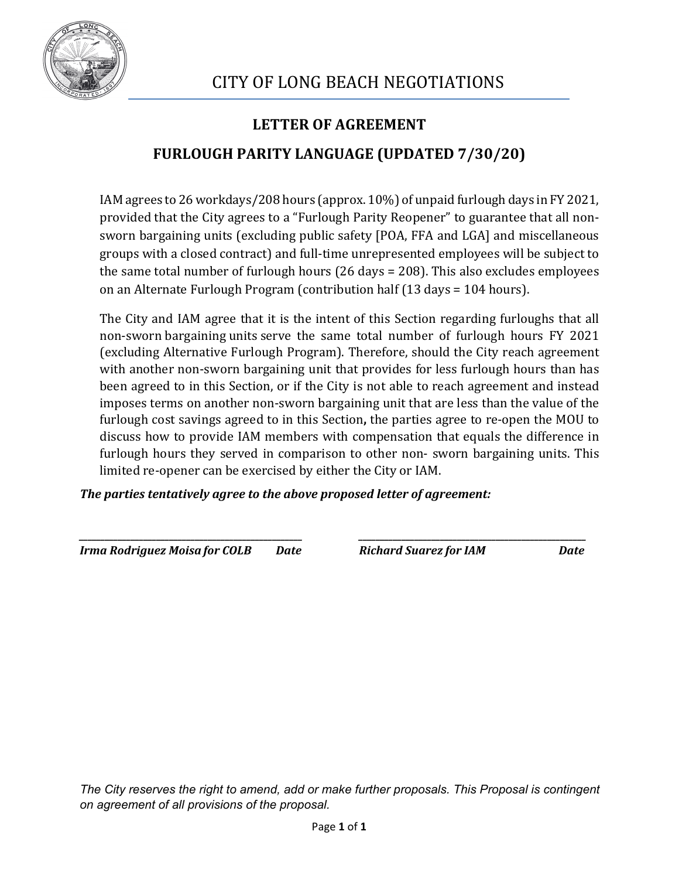# CITY OF LONG BEACH NEGOTIATIONS

## LETTER OF AGREEMENT

## FURLOUGH PARITY LANGUAGE (UPDATED 7/30/20)

IAM agrees to 26 workdays/208 hours (approx. 10%) of unpaid furlough days in FY 2021, provided that the City agrees to a "Furlough Parity Reopener" to guarantee that all non-sworn bargaining units (excluding public safety [POA, FFA and LGA] and miscellaneous groups with a closed contract) and full-time unrepresented employees will be subject to the same total number of furlough hours (26 days = 208). This also excludes employees on an Alternate Furlough Program (contribution half (13 days = 104 hours).

The City and IAM agree that it is the intent of this Section regarding furloughs that all non-sworn bargaining units serve the same total number of furlough hours FY 2021 (excluding Alternative Furlough Program). Therefore, should the City reach agreement with another non-sworn bargaining unit that provides for less furlough hours than has been agreed to in this Section, or if the City is not able to reach agreement and instead imposes terms on another non-sworn bargaining unit that are less than the value of the furlough cost savings agreed to in this Section**,** the parties agree to re-open the MOU to discuss how to provide IAM members with compensation that equals the difference in furlough hours they served in comparison to other non- sworn bargaining units. This limited re-opener can be exercised by either the City or IAM.

***The parties tentatively agree to the above proposed letter of agreement:***

| ___________________________ | ___________________________ |
|---|---|
| ***Irma Rodriguez Moisa for COLB    Date*** | ***Richard Suarez for IAM    Date*** |

*The City reserves the right to amend, add or make further proposals. This Proposal is contingent on agreement of all provisions of the proposal.*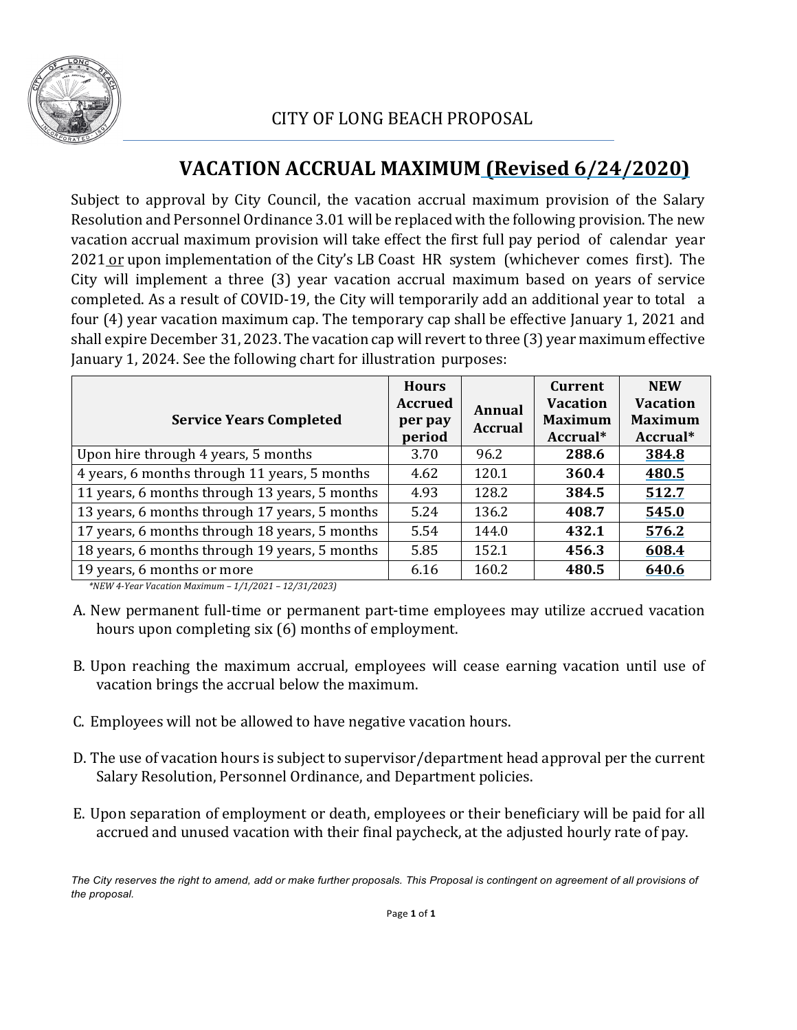CITY OF LONG BEACH PROPOSAL

# VACATION ACCRUAL MAXIMUM (Revised 6/24/2020)

Subject to approval by City Council, the vacation accrual maximum provision of the Salary Resolution and Personnel Ordinance 3.01 will be replaced with the following provision. The new vacation accrual maximum provision will take effect the first full pay period of calendar year 2021 or upon implementation of the City's LB Coast HR system (whichever comes first). The City will implement a three (3) year vacation accrual maximum based on years of service completed. As a result of COVID-19, the City will temporarily add an additional year to total a four (4) year vacation maximum cap. The temporary cap shall be effective January 1, 2021 and shall expire December 31, 2023. The vacation cap will revert to three (3) year maximum effective January 1, 2024. See the following chart for illustration purposes:

| Service Years Completed | Hours Accrued per pay period | Annual Accrual | Current Vacation Maximum Accrual* | NEW Vacation Maximum Accrual* |
|---|---|---|---|---|
| Upon hire through 4 years, 5 months | 3.70 | 96.2 | **288.6** | **384.8** |
| 4 years, 6 months through 11 years, 5 months | 4.62 | 120.1 | **360.4** | **480.5** |
| 11 years, 6 months through 13 years, 5 months | 4.93 | 128.2 | **384.5** | **512.7** |
| 13 years, 6 months through 17 years, 5 months | 5.24 | 136.2 | **408.7** | **545.0** |
| 17 years, 6 months through 18 years, 5 months | 5.54 | 144.0 | **432.1** | **576.2** |
| 18 years, 6 months through 19 years, 5 months | 5.85 | 152.1 | **456.3** | **608.4** |
| 19 years, 6 months or more | 6.16 | 160.2 | **480.5** | **640.6** |

*\*NEW 4-Year Vacation Maximum – 1/1/2021 – 12/31/2023)*

A. New permanent full-time or permanent part-time employees may utilize accrued vacation hours upon completing six (6) months of employment.

B. Upon reaching the maximum accrual, employees will cease earning vacation until use of vacation brings the accrual below the maximum.

C. Employees will not be allowed to have negative vacation hours.

D. The use of vacation hours is subject to supervisor/department head approval per the current Salary Resolution, Personnel Ordinance, and Department policies.

E. Upon separation of employment or death, employees or their beneficiary will be paid for all accrued and unused vacation with their final paycheck, at the adjusted hourly rate of pay.

*The City reserves the right to amend, add or make further proposals. This Proposal is contingent on agreement of all provisions of the proposal.*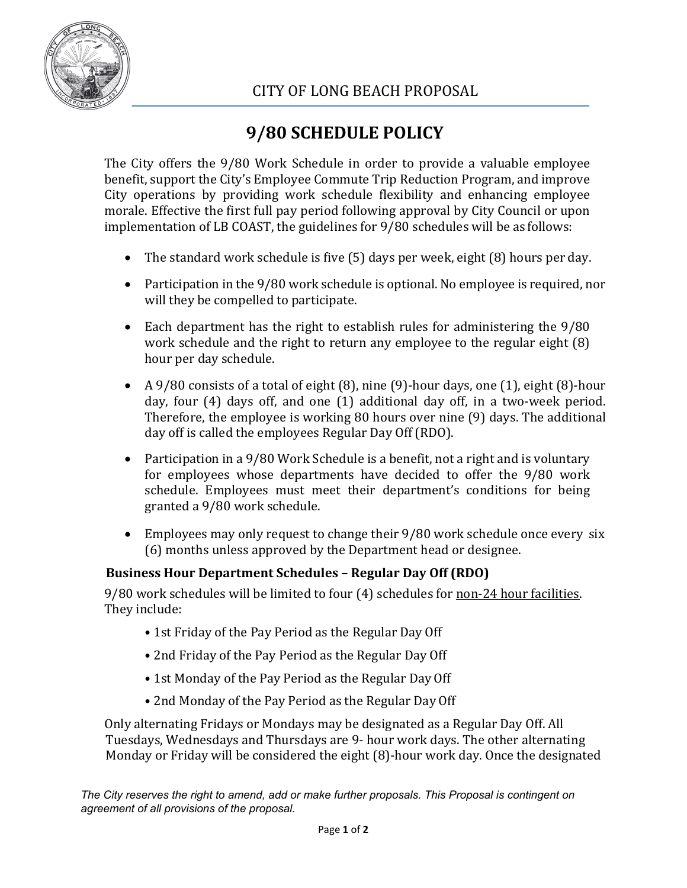CITY OF LONG BEACH PROPOSAL

# 9/80 SCHEDULE POLICY

The City offers the 9/80 Work Schedule in order to provide a valuable employee benefit, support the City's Employee Commute Trip Reduction Program, and improve City operations by providing work schedule flexibility and enhancing employee morale. Effective the first full pay period following approval by City Council or upon implementation of LB COAST, the guidelines for 9/80 schedules will be as follows:

- The standard work schedule is five (5) days per week, eight (8) hours per day.
- Participation in the 9/80 work schedule is optional. No employee is required, nor will they be compelled to participate.
- Each department has the right to establish rules for administering the 9/80 work schedule and the right to return any employee to the regular eight (8) hour per day schedule.
- A 9/80 consists of a total of eight (8), nine (9)-hour days, one (1), eight (8)-hour day, four (4) days off, and one (1) additional day off, in a two-week period. Therefore, the employee is working 80 hours over nine (9) days. The additional day off is called the employees Regular Day Off (RDO).
- Participation in a 9/80 Work Schedule is a benefit, not a right and is voluntary for employees whose departments have decided to offer the 9/80 work schedule. Employees must meet their department's conditions for being granted a 9/80 work schedule.
- Employees may only request to change their 9/80 work schedule once every six (6) months unless approved by the Department head or designee.

### Business Hour Department Schedules – Regular Day Off (RDO)

9/80 work schedules will be limited to four (4) schedules for <u>non-24 hour facilities</u>. They include:

- 1st Friday of the Pay Period as the Regular Day Off
- 2nd Friday of the Pay Period as the Regular Day Off
- 1st Monday of the Pay Period as the Regular Day Off
- 2nd Monday of the Pay Period as the Regular Day Off

Only alternating Fridays or Mondays may be designated as a Regular Day Off. All Tuesdays, Wednesdays and Thursdays are 9- hour work days. The other alternating Monday or Friday will be considered the eight (8)-hour work day. Once the designated

*The City reserves the right to amend, add or make further proposals. This Proposal is contingent on agreement of all provisions of the proposal.*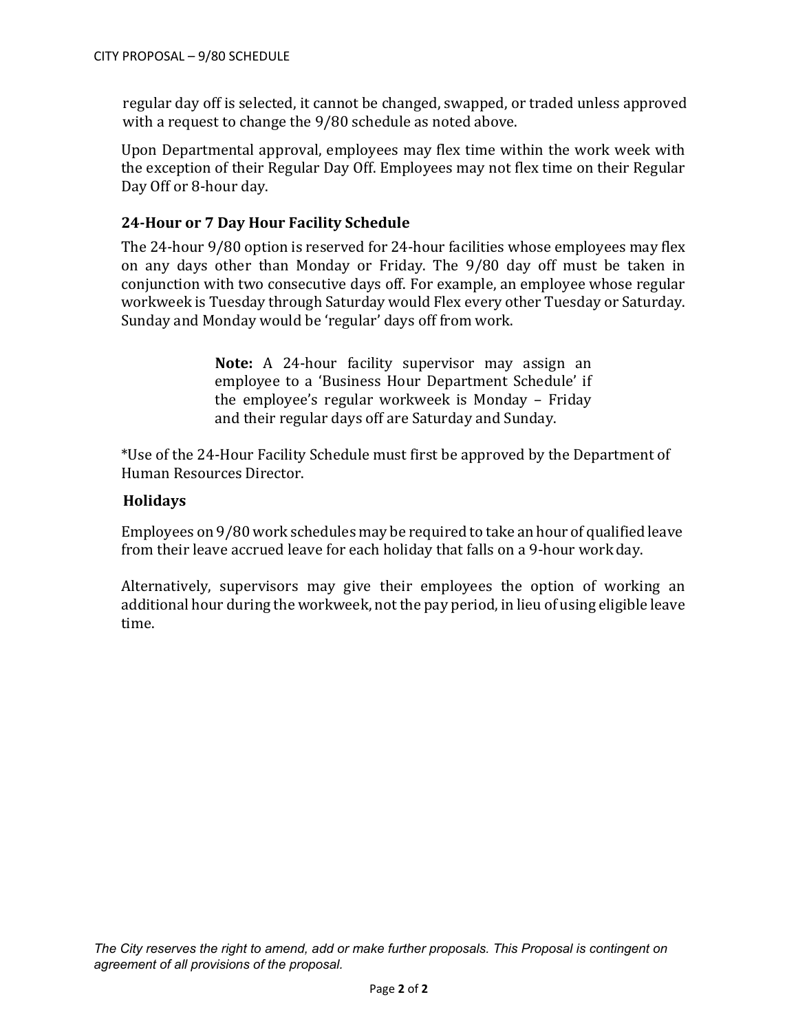regular day off is selected, it cannot be changed, swapped, or traded unless approved with a request to change the 9/80 schedule as noted above.

Upon Departmental approval, employees may flex time within the work week with the exception of their Regular Day Off. Employees may not flex time on their Regular Day Off or 8-hour day.

### 24-Hour or 7 Day Hour Facility Schedule

The 24-hour 9/80 option is reserved for 24-hour facilities whose employees may flex on any days other than Monday or Friday. The 9/80 day off must be taken in conjunction with two consecutive days off. For example, an employee whose regular workweek is Tuesday through Saturday would Flex every other Tuesday or Saturday. Sunday and Monday would be 'regular' days off from work.

> **Note:** A 24-hour facility supervisor may assign an employee to a 'Business Hour Department Schedule' if the employee's regular workweek is Monday – Friday and their regular days off are Saturday and Sunday.

*Use of the 24-Hour Facility Schedule must first be approved by the Department of Human Resources Director.

### Holidays

Employees on 9/80 work schedules may be required to take an hour of qualified leave from their leave accrued leave for each holiday that falls on a 9-hour work day.

Alternatively, supervisors may give their employees the option of working an additional hour during the workweek, not the pay period, in lieu of using eligible leave time.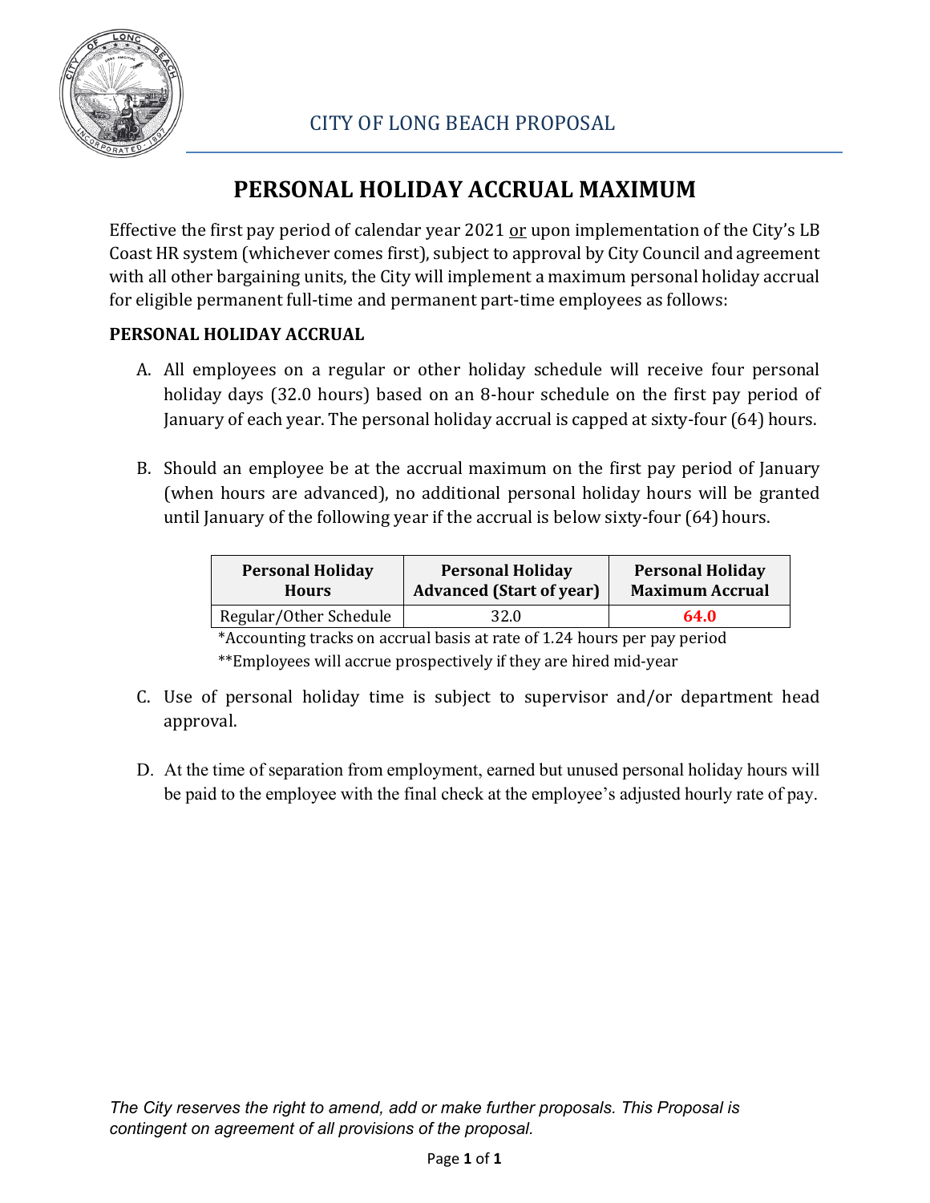CITY OF LONG BEACH PROPOSAL

# PERSONAL HOLIDAY ACCRUAL MAXIMUM

Effective the first pay period of calendar year 2021 or upon implementation of the City's LB Coast HR system (whichever comes first), subject to approval by City Council and agreement with all other bargaining units, the City will implement a maximum personal holiday accrual for eligible permanent full-time and permanent part-time employees as follows:

**PERSONAL HOLIDAY ACCRUAL**

A. All employees on a regular or other holiday schedule will receive four personal holiday days (32.0 hours) based on an 8-hour schedule on the first pay period of January of each year. The personal holiday accrual is capped at sixty-four (64) hours.

B. Should an employee be at the accrual maximum on the first pay period of January (when hours are advanced), no additional personal holiday hours will be granted until January of the following year if the accrual is below sixty-four (64) hours.

| Personal Holiday Hours | Personal Holiday Advanced (Start of year) | Personal Holiday Maximum Accrual |
|---|---|---|
| Regular/Other Schedule | 32.0 | **64.0** |

*Accounting tracks on accrual basis at rate of 1.24 hours per pay period

**Employees will accrue prospectively if they are hired mid-year

C. Use of personal holiday time is subject to supervisor and/or department head approval.

D. At the time of separation from employment, earned but unused personal holiday hours will be paid to the employee with the final check at the employee's adjusted hourly rate of pay.

*The City reserves the right to amend, add or make further proposals. This Proposal is contingent on agreement of all provisions of the proposal.*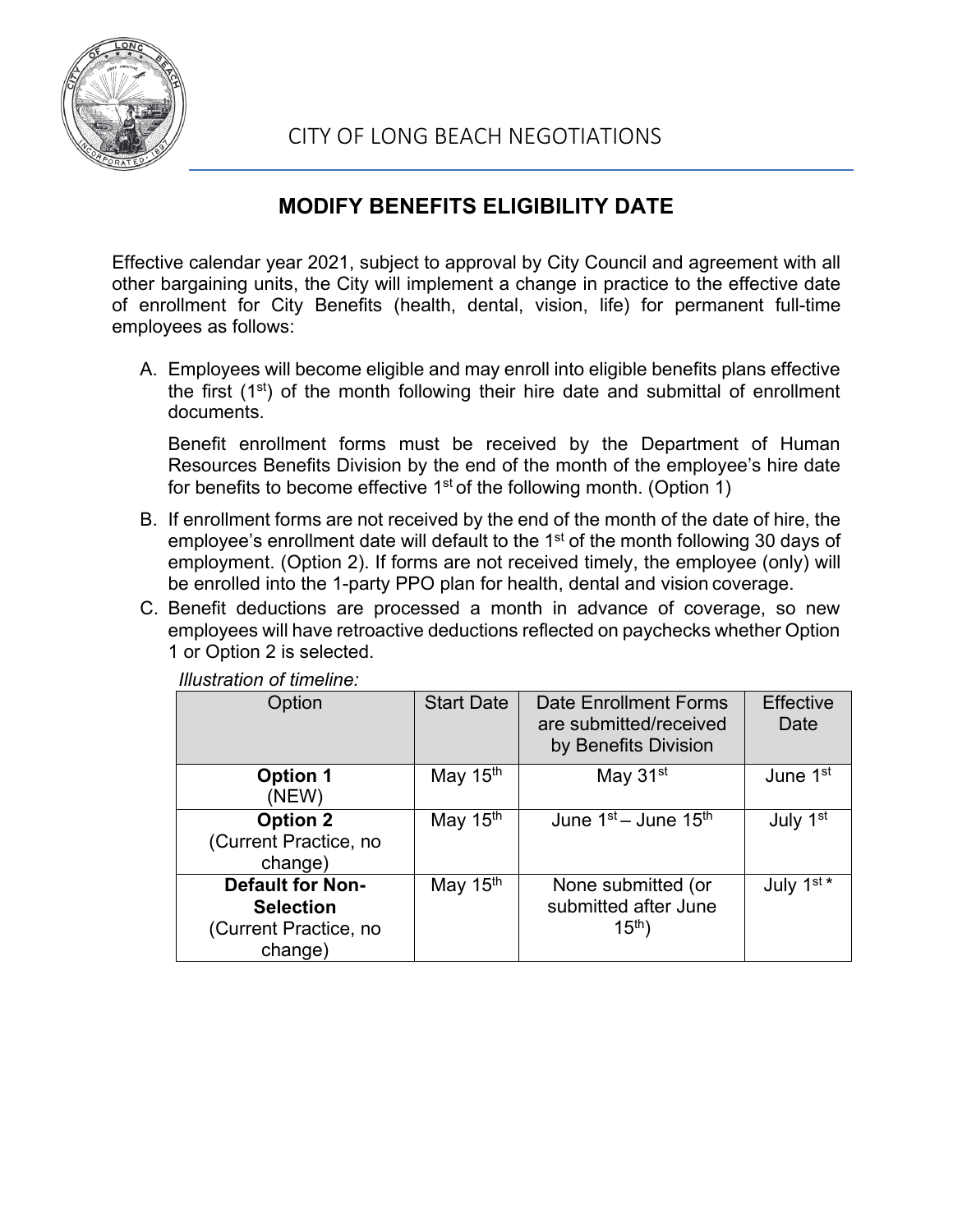CITY OF LONG BEACH NEGOTIATIONS

# MODIFY BENEFITS ELIGIBILITY DATE

Effective calendar year 2021, subject to approval by City Council and agreement with all other bargaining units, the City will implement a change in practice to the effective date of enrollment for City Benefits (health, dental, vision, life) for permanent full-time employees as follows:

A. Employees will become eligible and may enroll into eligible benefits plans effective the first (1st) of the month following their hire date and submittal of enrollment documents.

   Benefit enrollment forms must be received by the Department of Human Resources Benefits Division by the end of the month of the employee's hire date for benefits to become effective 1st of the following month. (Option 1)

B. If enrollment forms are not received by the end of the month of the date of hire, the employee's enrollment date will default to the 1st of the month following 30 days of employment. (Option 2). If forms are not received timely, the employee (only) will be enrolled into the 1-party PPO plan for health, dental and vision coverage.

C. Benefit deductions are processed a month in advance of coverage, so new employees will have retroactive deductions reflected on paychecks whether Option 1 or Option 2 is selected.

*Illustration of timeline:*

| Option | Start Date | Date Enrollment Forms are submitted/received by Benefits Division | Effective Date |
|---|---|---|---|
| **Option 1** (NEW) | May 15th | May 31st | June 1st |
| **Option 2** (Current Practice, no change) | May 15th | June 1st – June 15th | July 1st |
| **Default for Non-Selection** (Current Practice, no change) | May 15th | None submitted (or submitted after June 15th) | July 1st * |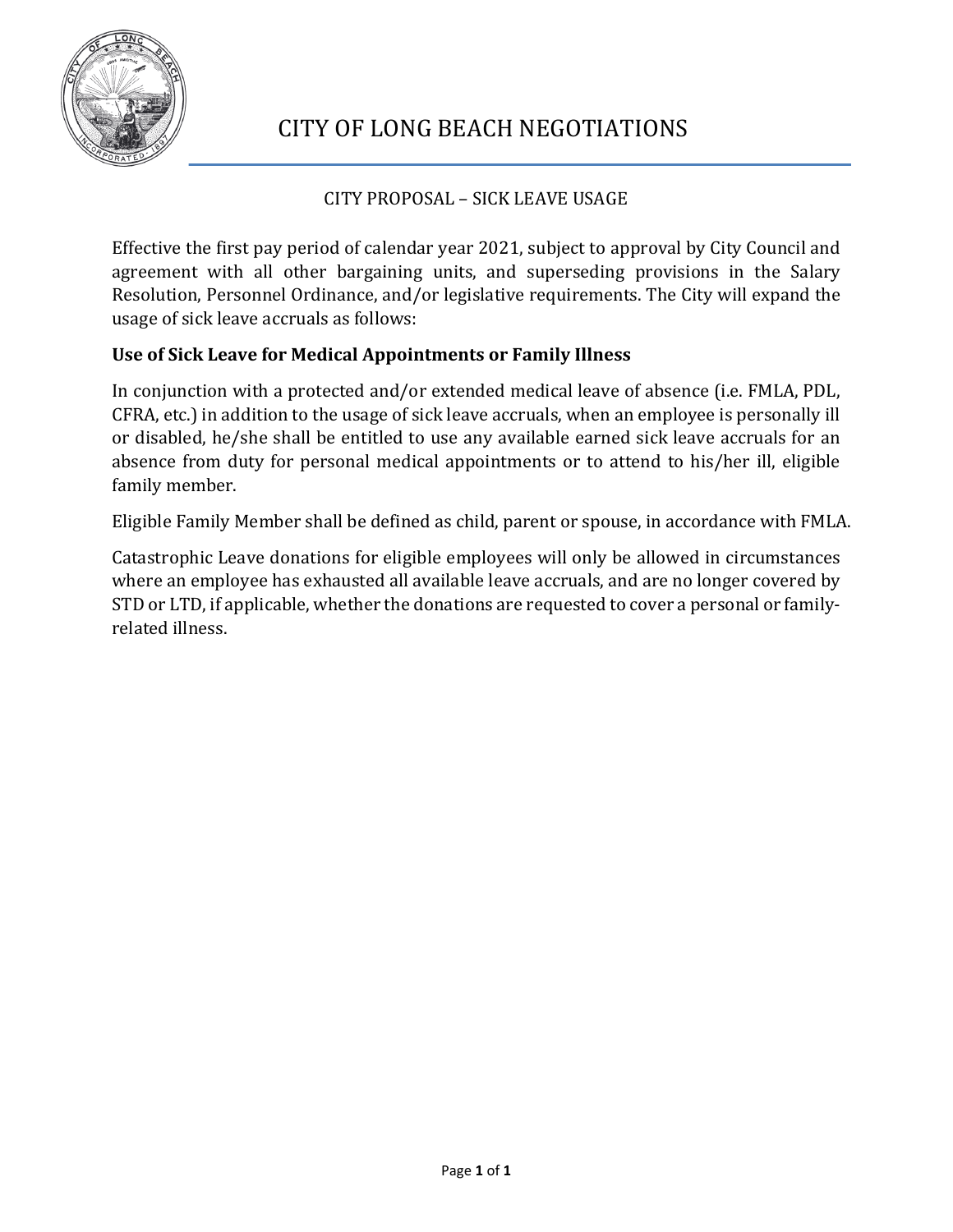# CITY OF LONG BEACH NEGOTIATIONS

CITY PROPOSAL – SICK LEAVE USAGE

Effective the first pay period of calendar year 2021, subject to approval by City Council and agreement with all other bargaining units, and superseding provisions in the Salary Resolution, Personnel Ordinance, and/or legislative requirements. The City will expand the usage of sick leave accruals as follows:

**Use of Sick Leave for Medical Appointments or Family Illness**

In conjunction with a protected and/or extended medical leave of absence (i.e. FMLA, PDL, CFRA, etc.) in addition to the usage of sick leave accruals, when an employee is personally ill or disabled, he/she shall be entitled to use any available earned sick leave accruals for an absence from duty for personal medical appointments or to attend to his/her ill, eligible family member.

Eligible Family Member shall be defined as child, parent or spouse, in accordance with FMLA.

Catastrophic Leave donations for eligible employees will only be allowed in circumstances where an employee has exhausted all available leave accruals, and are no longer covered by STD or LTD, if applicable, whether the donations are requested to cover a personal or family-related illness.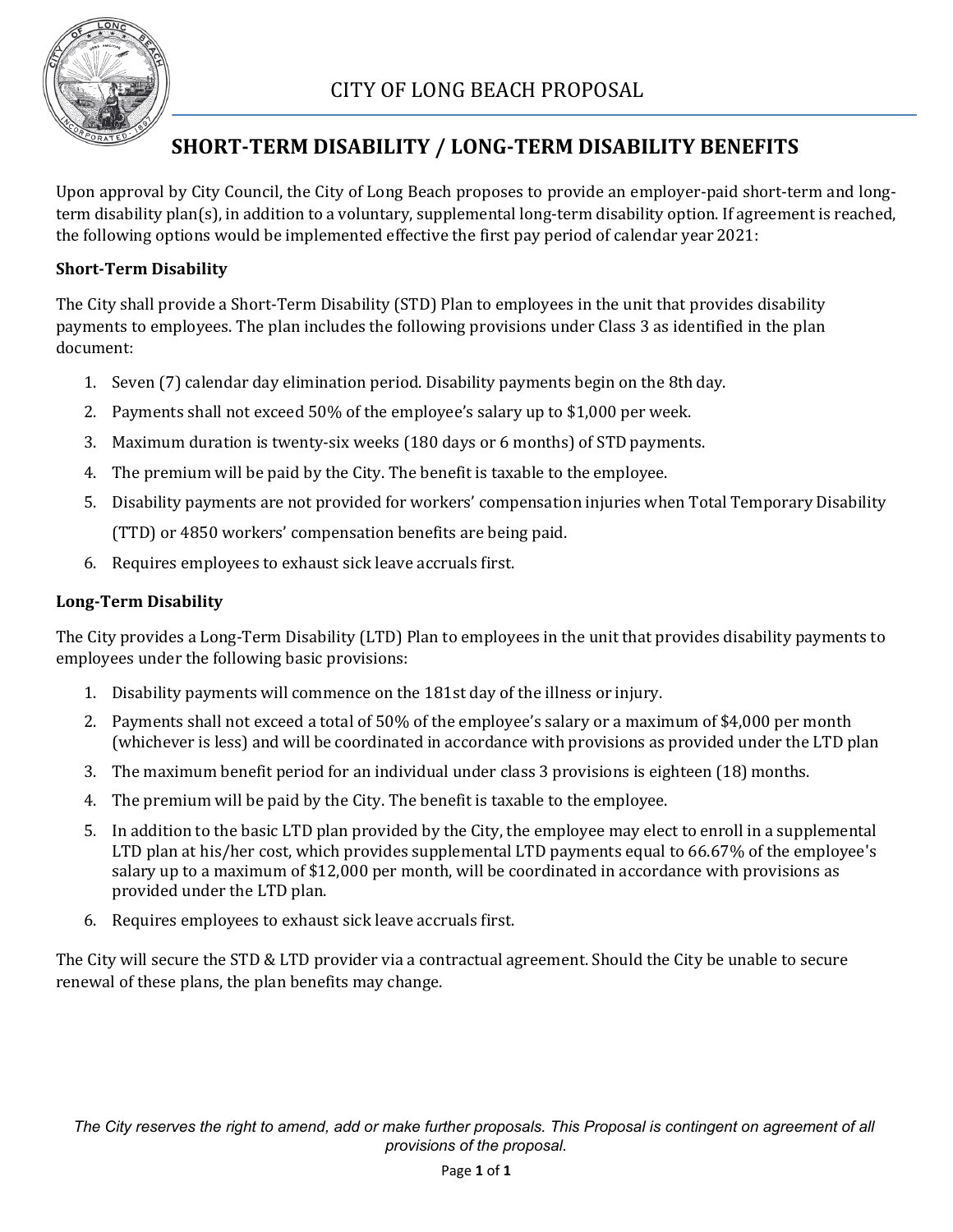# CITY OF LONG BEACH PROPOSAL

## SHORT-TERM DISABILITY / LONG-TERM DISABILITY BENEFITS

Upon approval by City Council, the City of Long Beach proposes to provide an employer-paid short-term and long-term disability plan(s), in addition to a voluntary, supplemental long-term disability option. If agreement is reached, the following options would be implemented effective the first pay period of calendar year 2021:

**Short-Term Disability**

The City shall provide a Short-Term Disability (STD) Plan to employees in the unit that provides disability payments to employees. The plan includes the following provisions under Class 3 as identified in the plan document:

1. Seven (7) calendar day elimination period. Disability payments begin on the 8th day.
2. Payments shall not exceed 50% of the employee's salary up to $1,000 per week.
3. Maximum duration is twenty-six weeks (180 days or 6 months) of STD payments.
4. The premium will be paid by the City. The benefit is taxable to the employee.
5. Disability payments are not provided for workers' compensation injuries when Total Temporary Disability (TTD) or 4850 workers' compensation benefits are being paid.
6. Requires employees to exhaust sick leave accruals first.

**Long-Term Disability**

The City provides a Long-Term Disability (LTD) Plan to employees in the unit that provides disability payments to employees under the following basic provisions:

1. Disability payments will commence on the 181st day of the illness or injury.
2. Payments shall not exceed a total of 50% of the employee's salary or a maximum of $4,000 per month (whichever is less) and will be coordinated in accordance with provisions as provided under the LTD plan
3. The maximum benefit period for an individual under class 3 provisions is eighteen (18) months.
4. The premium will be paid by the City. The benefit is taxable to the employee.
5. In addition to the basic LTD plan provided by the City, the employee may elect to enroll in a supplemental LTD plan at his/her cost, which provides supplemental LTD payments equal to 66.67% of the employee's salary up to a maximum of $12,000 per month, will be coordinated in accordance with provisions as provided under the LTD plan.
6. Requires employees to exhaust sick leave accruals first.

The City will secure the STD & LTD provider via a contractual agreement. Should the City be unable to secure renewal of these plans, the plan benefits may change.

*The City reserves the right to amend, add or make further proposals. This Proposal is contingent on agreement of all provisions of the proposal.*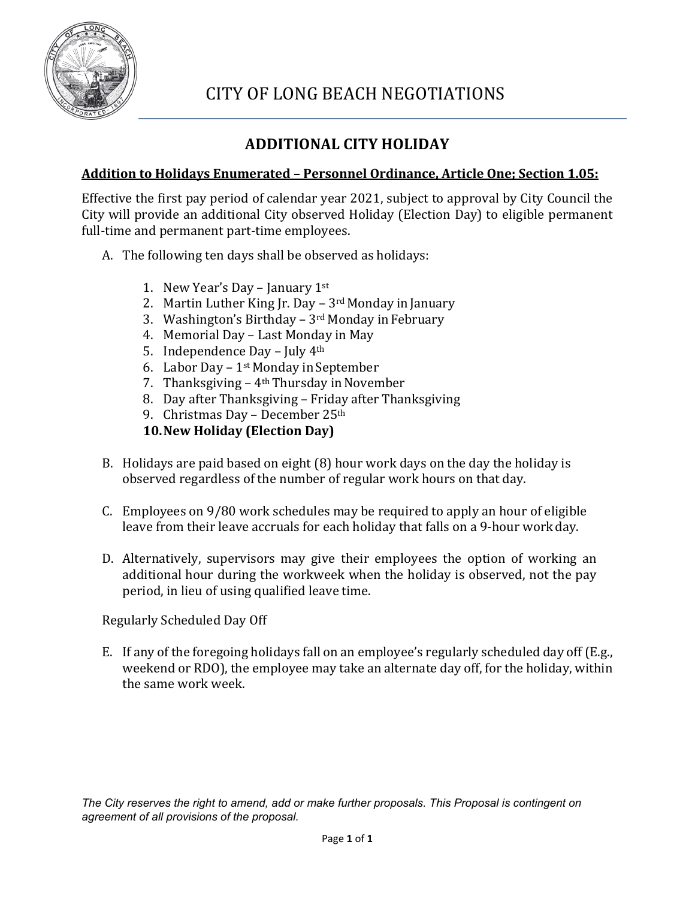# CITY OF LONG BEACH NEGOTIATIONS

## ADDITIONAL CITY HOLIDAY

**Addition to Holidays Enumerated – Personnel Ordinance, Article One; Section 1.05:**

Effective the first pay period of calendar year 2021, subject to approval by City Council the City will provide an additional City observed Holiday (Election Day) to eligible permanent full-time and permanent part-time employees.

A. The following ten days shall be observed as holidays:

1. New Year's Day – January 1st
2. Martin Luther King Jr. Day – 3rd Monday in January
3. Washington's Birthday – 3rd Monday in February
4. Memorial Day – Last Monday in May
5. Independence Day – July 4th
6. Labor Day – 1st Monday in September
7. Thanksgiving – 4th Thursday in November
8. Day after Thanksgiving – Friday after Thanksgiving
9. Christmas Day – December 25th
10. **New Holiday (Election Day)**

B. Holidays are paid based on eight (8) hour work days on the day the holiday is observed regardless of the number of regular work hours on that day.

C. Employees on 9/80 work schedules may be required to apply an hour of eligible leave from their leave accruals for each holiday that falls on a 9-hour work day.

D. Alternatively, supervisors may give their employees the option of working an additional hour during the workweek when the holiday is observed, not the pay period, in lieu of using qualified leave time.

Regularly Scheduled Day Off

E. If any of the foregoing holidays fall on an employee's regularly scheduled day off (E.g., weekend or RDO), the employee may take an alternate day off, for the holiday, within the same work week.

*The City reserves the right to amend, add or make further proposals. This Proposal is contingent on agreement of all provisions of the proposal.*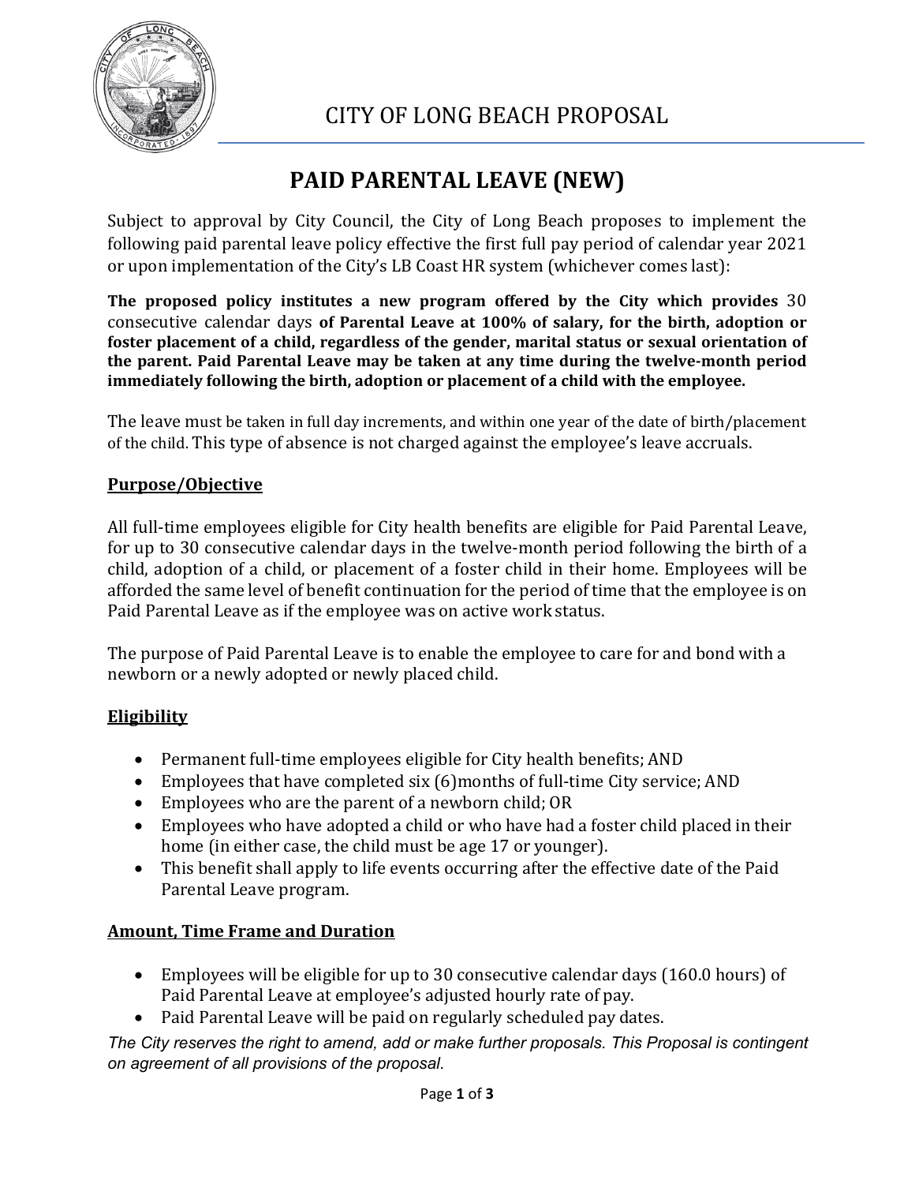# CITY OF LONG BEACH PROPOSAL

## PAID PARENTAL LEAVE (NEW)

Subject to approval by City Council, the City of Long Beach proposes to implement the following paid parental leave policy effective the first full pay period of calendar year 2021 or upon implementation of the City's LB Coast HR system (whichever comes last):

**The proposed policy institutes a new program offered by the City which provides** 30 consecutive calendar days **of Parental Leave at 100% of salary, for the birth, adoption or foster placement of a child, regardless of the gender, marital status or sexual orientation of the parent. Paid Parental Leave may be taken at any time during the twelve-month period immediately following the birth, adoption or placement of a child with the employee.**

The leave must be taken in full day increments, and within one year of the date of birth/placement of the child. This type of absence is not charged against the employee's leave accruals.

### Purpose/Objective

All full-time employees eligible for City health benefits are eligible for Paid Parental Leave, for up to 30 consecutive calendar days in the twelve-month period following the birth of a child, adoption of a child, or placement of a foster child in their home. Employees will be afforded the same level of benefit continuation for the period of time that the employee is on Paid Parental Leave as if the employee was on active work status.

The purpose of Paid Parental Leave is to enable the employee to care for and bond with a newborn or a newly adopted or newly placed child.

### Eligibility

- Permanent full-time employees eligible for City health benefits; AND
- Employees that have completed six (6)months of full-time City service; AND
- Employees who are the parent of a newborn child; OR
- Employees who have adopted a child or who have had a foster child placed in their home (in either case, the child must be age 17 or younger).
- This benefit shall apply to life events occurring after the effective date of the Paid Parental Leave program.

### Amount, Time Frame and Duration

- Employees will be eligible for up to 30 consecutive calendar days (160.0 hours) of Paid Parental Leave at employee's adjusted hourly rate of pay.
- Paid Parental Leave will be paid on regularly scheduled pay dates.

*The City reserves the right to amend, add or make further proposals. This Proposal is contingent on agreement of all provisions of the proposal.*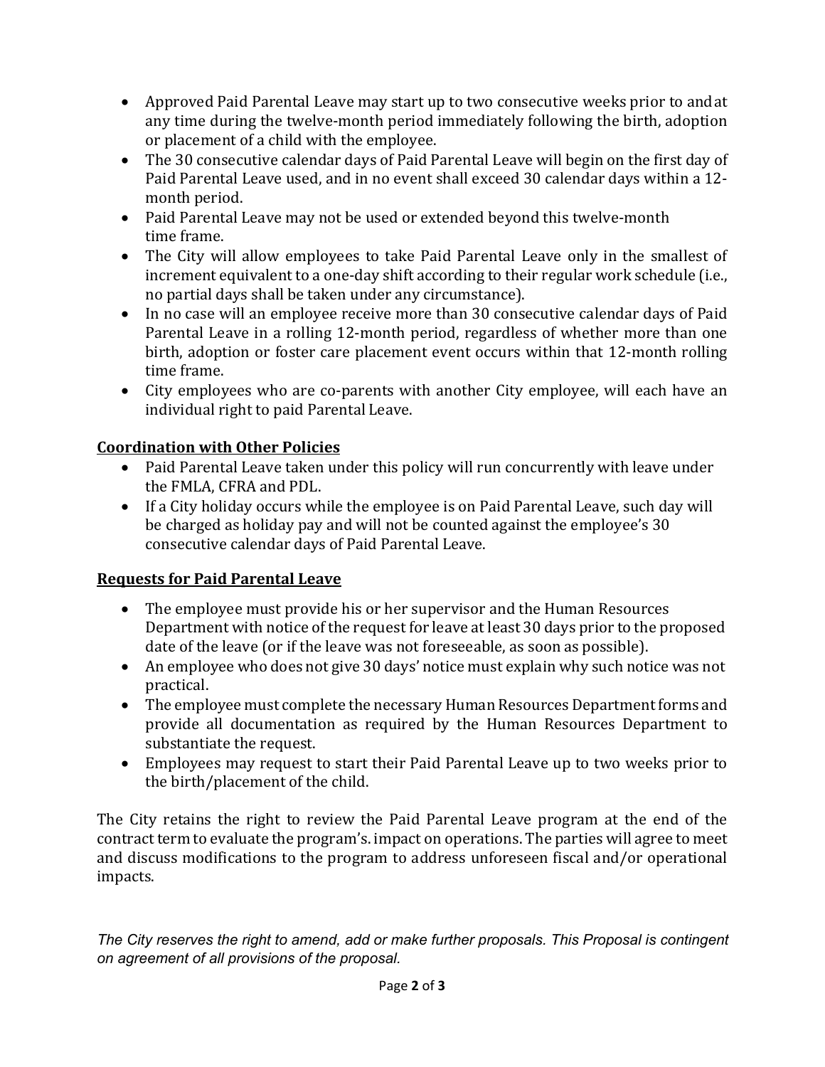- Approved Paid Parental Leave may start up to two consecutive weeks prior to and at any time during the twelve-month period immediately following the birth, adoption or placement of a child with the employee.
- The 30 consecutive calendar days of Paid Parental Leave will begin on the first day of Paid Parental Leave used, and in no event shall exceed 30 calendar days within a 12-month period.
- Paid Parental Leave may not be used or extended beyond this twelve-month time frame.
- The City will allow employees to take Paid Parental Leave only in the smallest of increment equivalent to a one-day shift according to their regular work schedule (i.e., no partial days shall be taken under any circumstance).
- In no case will an employee receive more than 30 consecutive calendar days of Paid Parental Leave in a rolling 12-month period, regardless of whether more than one birth, adoption or foster care placement event occurs within that 12-month rolling time frame.
- City employees who are co-parents with another City employee, will each have an individual right to paid Parental Leave.

**<u>Coordination with Other Policies</u>**

- Paid Parental Leave taken under this policy will run concurrently with leave under the FMLA, CFRA and PDL.
- If a City holiday occurs while the employee is on Paid Parental Leave, such day will be charged as holiday pay and will not be counted against the employee's 30 consecutive calendar days of Paid Parental Leave.

**<u>Requests for Paid Parental Leave</u>**

- The employee must provide his or her supervisor and the Human Resources Department with notice of the request for leave at least 30 days prior to the proposed date of the leave (or if the leave was not foreseeable, as soon as possible).
- An employee who does not give 30 days' notice must explain why such notice was not practical.
- The employee must complete the necessary Human Resources Department forms and provide all documentation as required by the Human Resources Department to substantiate the request.
- Employees may request to start their Paid Parental Leave up to two weeks prior to the birth/placement of the child.

The City retains the right to review the Paid Parental Leave program at the end of the contract term to evaluate the program's. impact on operations. The parties will agree to meet and discuss modifications to the program to address unforeseen fiscal and/or operational impacts.

*The City reserves the right to amend, add or make further proposals. This Proposal is contingent on agreement of all provisions of the proposal.*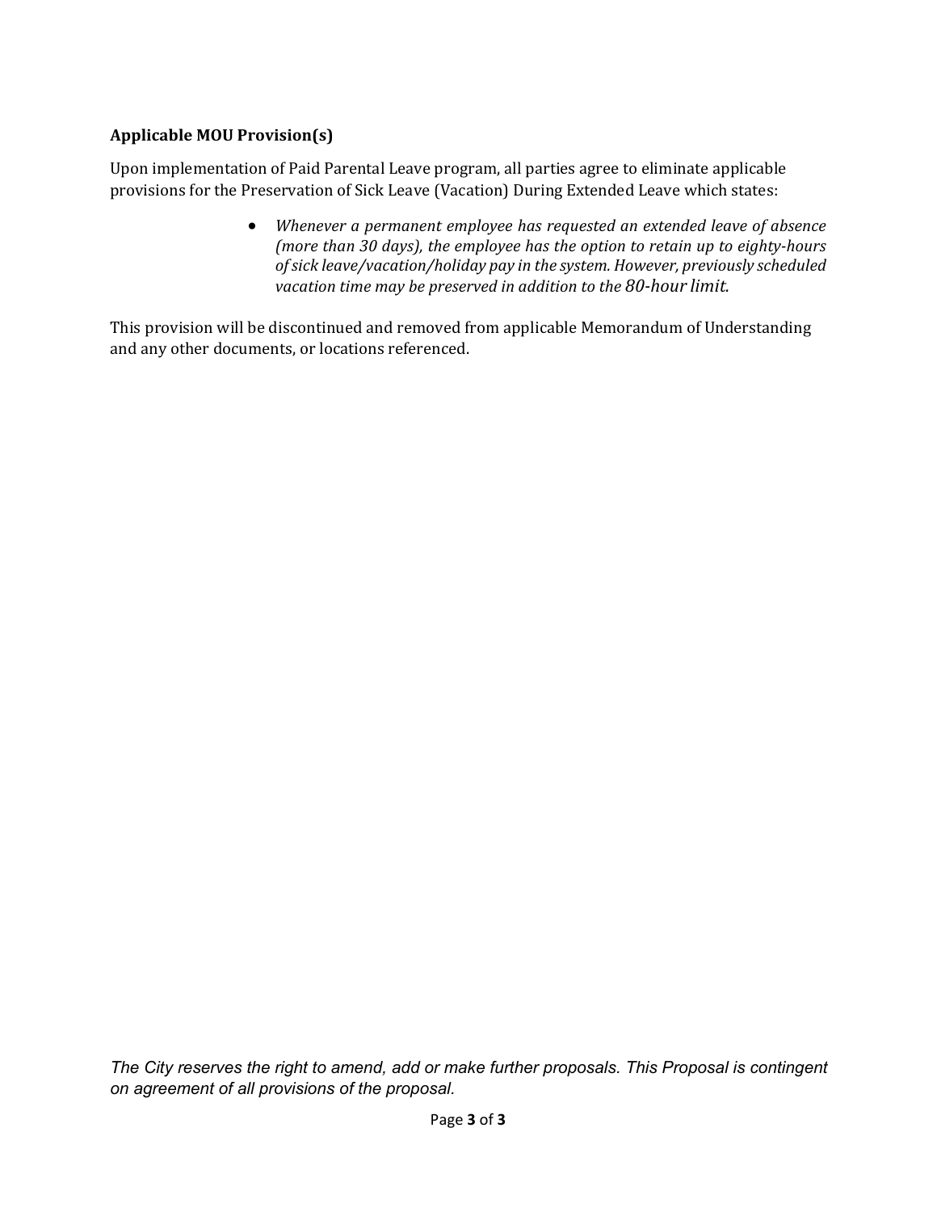**Applicable MOU Provision(s)**

Upon implementation of Paid Parental Leave program, all parties agree to eliminate applicable provisions for the Preservation of Sick Leave (Vacation) During Extended Leave which states:

- *Whenever a permanent employee has requested an extended leave of absence (more than 30 days), the employee has the option to retain up to eighty-hours of sick leave/vacation/holiday pay in the system. However, previously scheduled vacation time may be preserved in addition to the 80-hour limit.*

This provision will be discontinued and removed from applicable Memorandum of Understanding and any other documents, or locations referenced.

*The City reserves the right to amend, add or make further proposals. This Proposal is contingent on agreement of all provisions of the proposal.*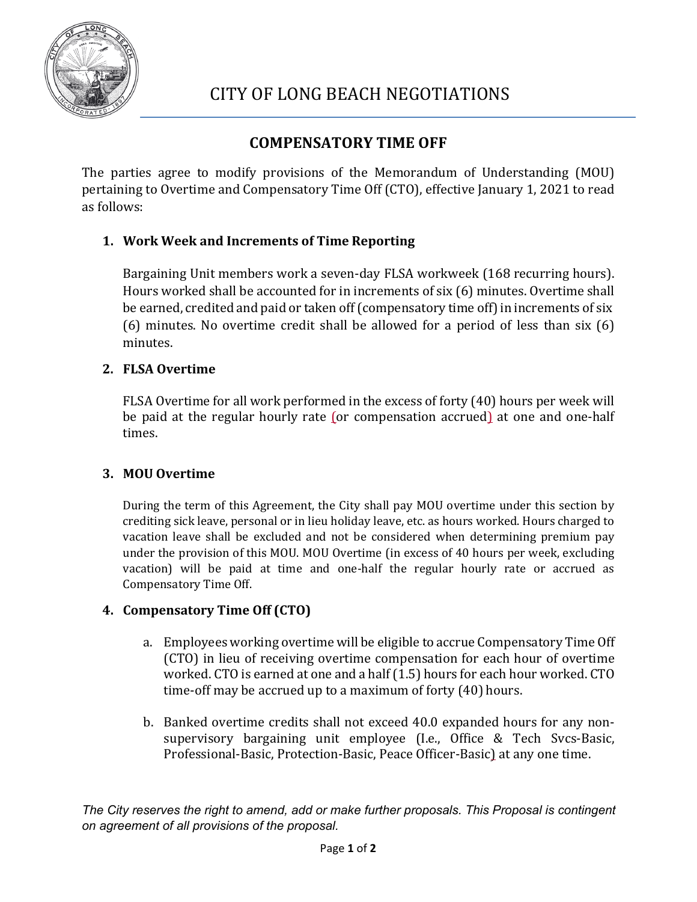# CITY OF LONG BEACH NEGOTIATIONS

## COMPENSATORY TIME OFF

The parties agree to modify provisions of the Memorandum of Understanding (MOU) pertaining to Overtime and Compensatory Time Off (CTO), effective January 1, 2021 to read as follows:

1. **Work Week and Increments of Time Reporting**

   Bargaining Unit members work a seven-day FLSA workweek (168 recurring hours). Hours worked shall be accounted for in increments of six (6) minutes. Overtime shall be earned, credited and paid or taken off (compensatory time off) in increments of six (6) minutes. No overtime credit shall be allowed for a period of less than six (6) minutes.

2. **FLSA Overtime**

   FLSA Overtime for all work performed in the excess of forty (40) hours per week will be paid at the regular hourly rate (or compensation accrued) at one and one-half times.

3. **MOU Overtime**

   During the term of this Agreement, the City shall pay MOU overtime under this section by crediting sick leave, personal or in lieu holiday leave, etc. as hours worked. Hours charged to vacation leave shall be excluded and not be considered when determining premium pay under the provision of this MOU. MOU Overtime (in excess of 40 hours per week, excluding vacation) will be paid at time and one-half the regular hourly rate or accrued as Compensatory Time Off.

4. **Compensatory Time Off (CTO)**

   a. Employees working overtime will be eligible to accrue Compensatory Time Off (CTO) in lieu of receiving overtime compensation for each hour of overtime worked. CTO is earned at one and a half (1.5) hours for each hour worked. CTO time-off may be accrued up to a maximum of forty (40) hours.

   b. Banked overtime credits shall not exceed 40.0 expanded hours for any non-supervisory bargaining unit employee (I.e., Office & Tech Svcs-Basic, Professional-Basic, Protection-Basic, Peace Officer-Basic) at any one time.

*The City reserves the right to amend, add or make further proposals. This Proposal is contingent on agreement of all provisions of the proposal.*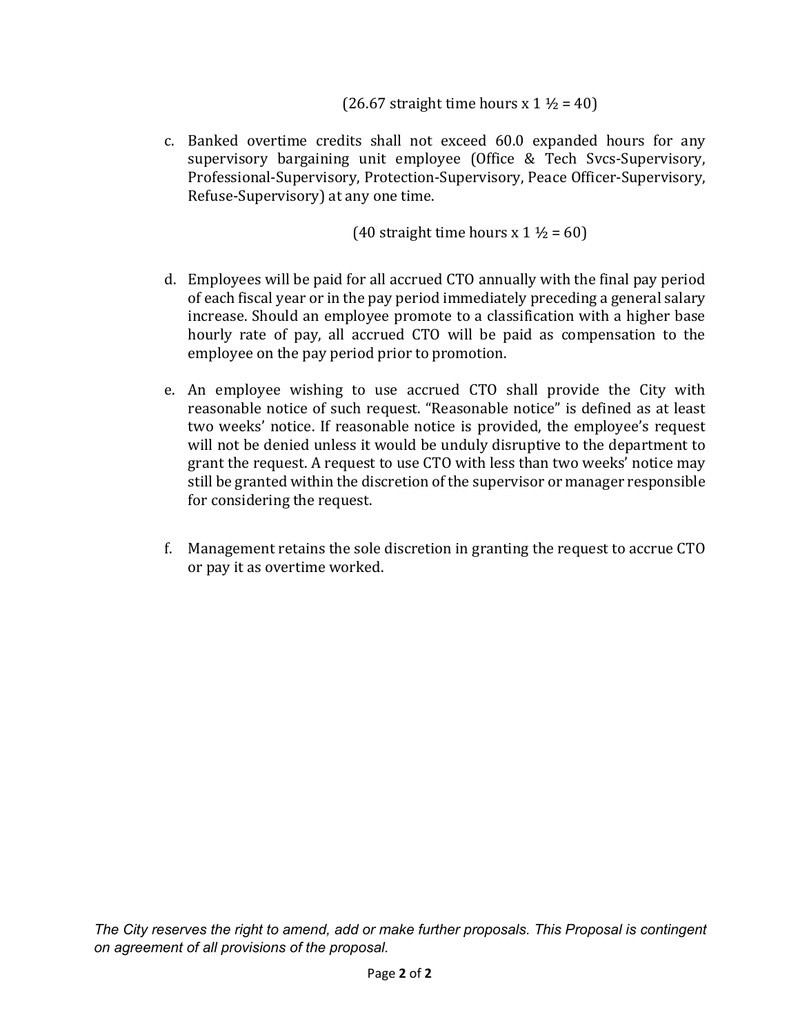(26.67 straight time hours x 1 ½ = 40)

c. Banked overtime credits shall not exceed 60.0 expanded hours for any supervisory bargaining unit employee (Office & Tech Svcs-Supervisory, Professional-Supervisory, Protection-Supervisory, Peace Officer-Supervisory, Refuse-Supervisory) at any one time.

(40 straight time hours x 1 ½ = 60)

d. Employees will be paid for all accrued CTO annually with the final pay period of each fiscal year or in the pay period immediately preceding a general salary increase. Should an employee promote to a classification with a higher base hourly rate of pay, all accrued CTO will be paid as compensation to the employee on the pay period prior to promotion.

e. An employee wishing to use accrued CTO shall provide the City with reasonable notice of such request. "Reasonable notice" is defined as at least two weeks' notice. If reasonable notice is provided, the employee's request will not be denied unless it would be unduly disruptive to the department to grant the request. A request to use CTO with less than two weeks' notice may still be granted within the discretion of the supervisor or manager responsible for considering the request.

f. Management retains the sole discretion in granting the request to accrue CTO or pay it as overtime worked.

*The City reserves the right to amend, add or make further proposals. This Proposal is contingent on agreement of all provisions of the proposal.*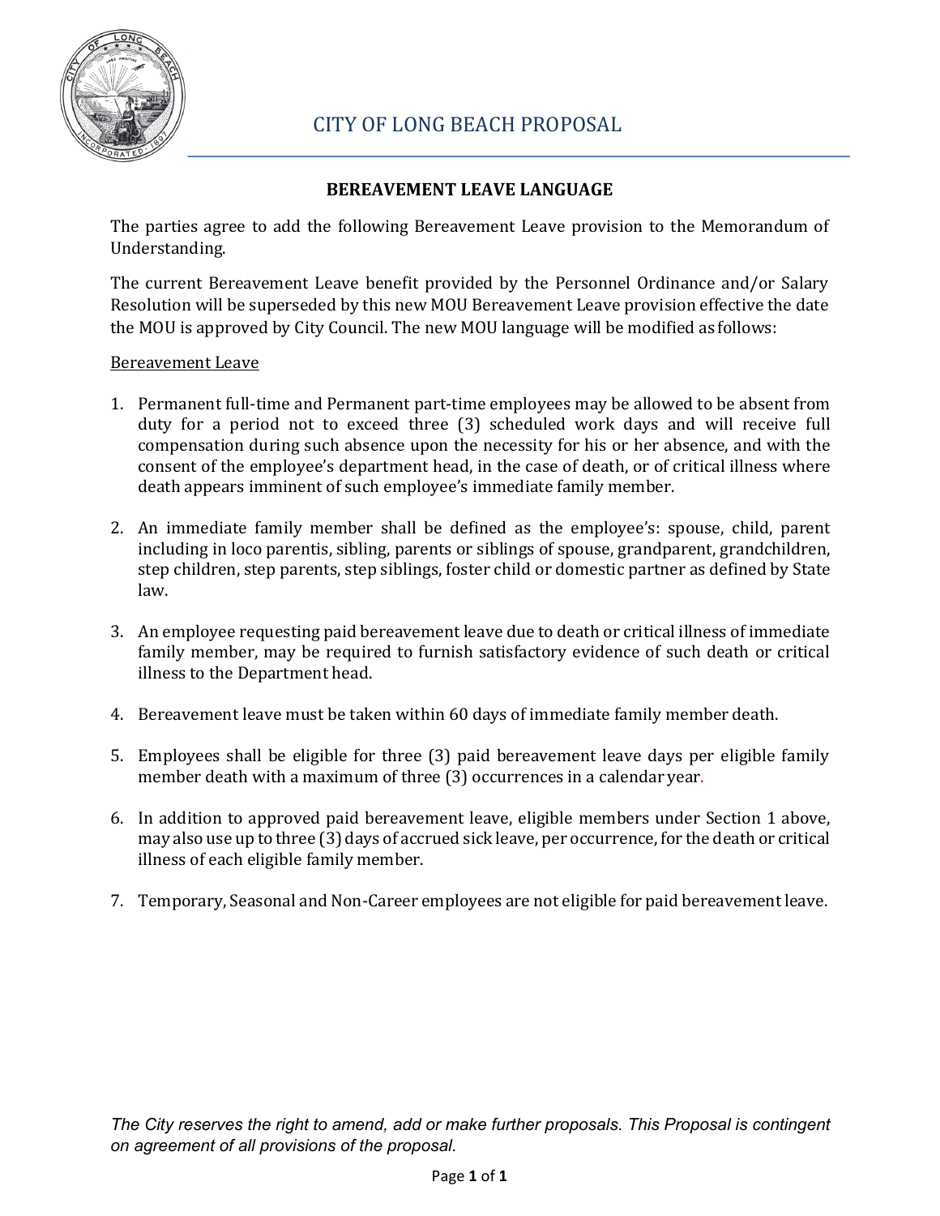# CITY OF LONG BEACH PROPOSAL

## BEREAVEMENT LEAVE LANGUAGE

The parties agree to add the following Bereavement Leave provision to the Memorandum of Understanding.

The current Bereavement Leave benefit provided by the Personnel Ordinance and/or Salary Resolution will be superseded by this new MOU Bereavement Leave provision effective the date the MOU is approved by City Council. The new MOU language will be modified as follows:

<u>Bereavement Leave</u>

1. Permanent full-time and Permanent part-time employees may be allowed to be absent from duty for a period not to exceed three (3) scheduled work days and will receive full compensation during such absence upon the necessity for his or her absence, and with the consent of the employee's department head, in the case of death, or of critical illness where death appears imminent of such employee's immediate family member.

2. An immediate family member shall be defined as the employee's: spouse, child, parent including in loco parentis, sibling, parents or siblings of spouse, grandparent, grandchildren, step children, step parents, step siblings, foster child or domestic partner as defined by State law.

3. An employee requesting paid bereavement leave due to death or critical illness of immediate family member, may be required to furnish satisfactory evidence of such death or critical illness to the Department head.

4. Bereavement leave must be taken within 60 days of immediate family member death.

5. Employees shall be eligible for three (3) paid bereavement leave days per eligible family member death with a maximum of three (3) occurrences in a calendar year.

6. In addition to approved paid bereavement leave, eligible members under Section 1 above, may also use up to three (3) days of accrued sick leave, per occurrence, for the death or critical illness of each eligible family member.

7. Temporary, Seasonal and Non-Career employees are not eligible for paid bereavement leave.

*The City reserves the right to amend, add or make further proposals. This Proposal is contingent on agreement of all provisions of the proposal.*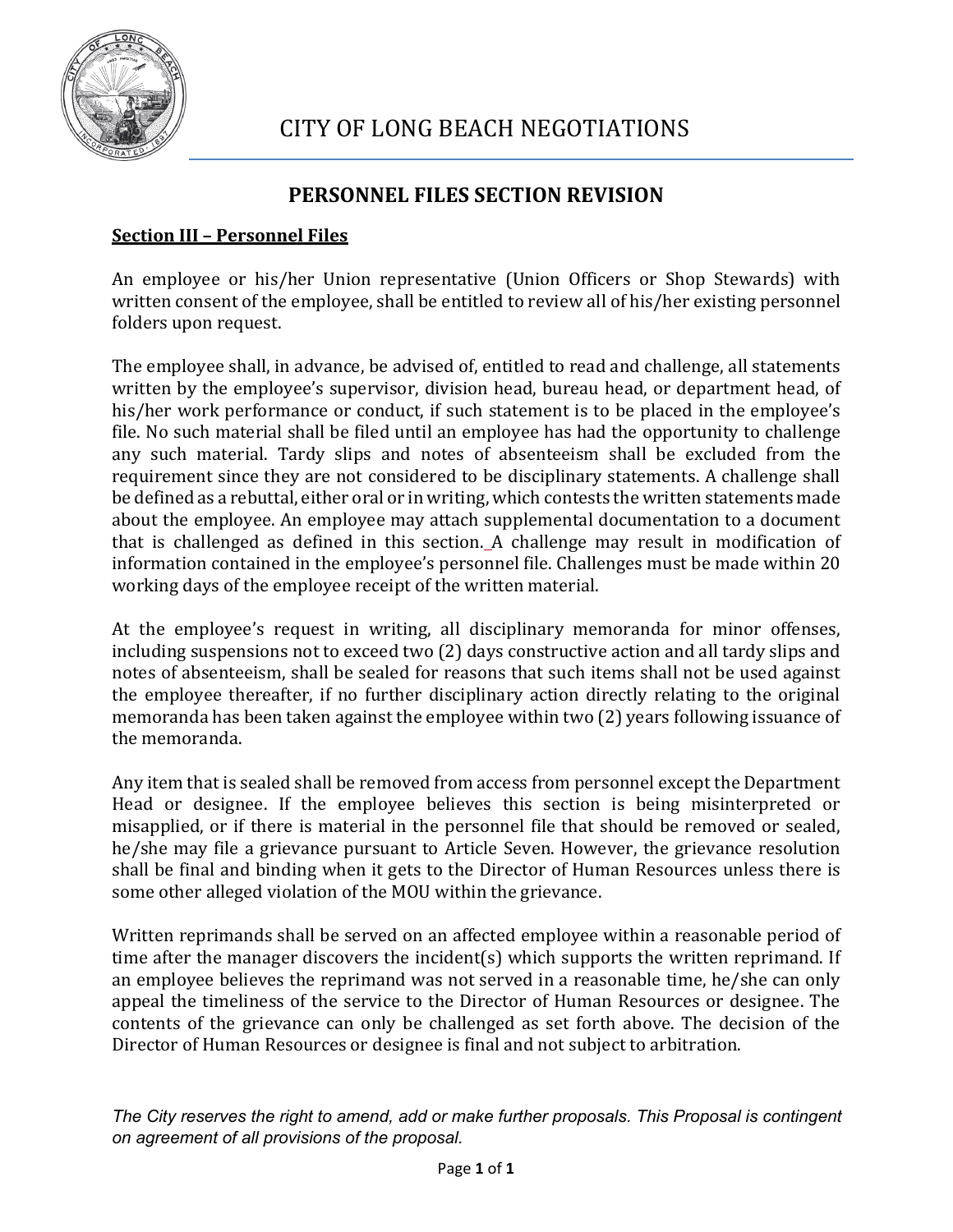# CITY OF LONG BEACH NEGOTIATIONS

## PERSONNEL FILES SECTION REVISION

**Section III – Personnel Files**

An employee or his/her Union representative (Union Officers or Shop Stewards) with written consent of the employee, shall be entitled to review all of his/her existing personnel folders upon request.

The employee shall, in advance, be advised of, entitled to read and challenge, all statements written by the employee's supervisor, division head, bureau head, or department head, of his/her work performance or conduct, if such statement is to be placed in the employee's file. No such material shall be filed until an employee has had the opportunity to challenge any such material. Tardy slips and notes of absenteeism shall be excluded from the requirement since they are not considered to be disciplinary statements. A challenge shall be defined as a rebuttal, either oral or in writing, which contests the written statements made about the employee. An employee may attach supplemental documentation to a document that is challenged as defined in this section. A challenge may result in modification of information contained in the employee's personnel file. Challenges must be made within 20 working days of the employee receipt of the written material.

At the employee's request in writing, all disciplinary memoranda for minor offenses, including suspensions not to exceed two (2) days constructive action and all tardy slips and notes of absenteeism, shall be sealed for reasons that such items shall not be used against the employee thereafter, if no further disciplinary action directly relating to the original memoranda has been taken against the employee within two (2) years following issuance of the memoranda.

Any item that is sealed shall be removed from access from personnel except the Department Head or designee. If the employee believes this section is being misinterpreted or misapplied, or if there is material in the personnel file that should be removed or sealed, he/she may file a grievance pursuant to Article Seven. However, the grievance resolution shall be final and binding when it gets to the Director of Human Resources unless there is some other alleged violation of the MOU within the grievance.

Written reprimands shall be served on an affected employee within a reasonable period of time after the manager discovers the incident(s) which supports the written reprimand. If an employee believes the reprimand was not served in a reasonable time, he/she can only appeal the timeliness of the service to the Director of Human Resources or designee. The contents of the grievance can only be challenged as set forth above. The decision of the Director of Human Resources or designee is final and not subject to arbitration.

*The City reserves the right to amend, add or make further proposals. This Proposal is contingent on agreement of all provisions of the proposal.*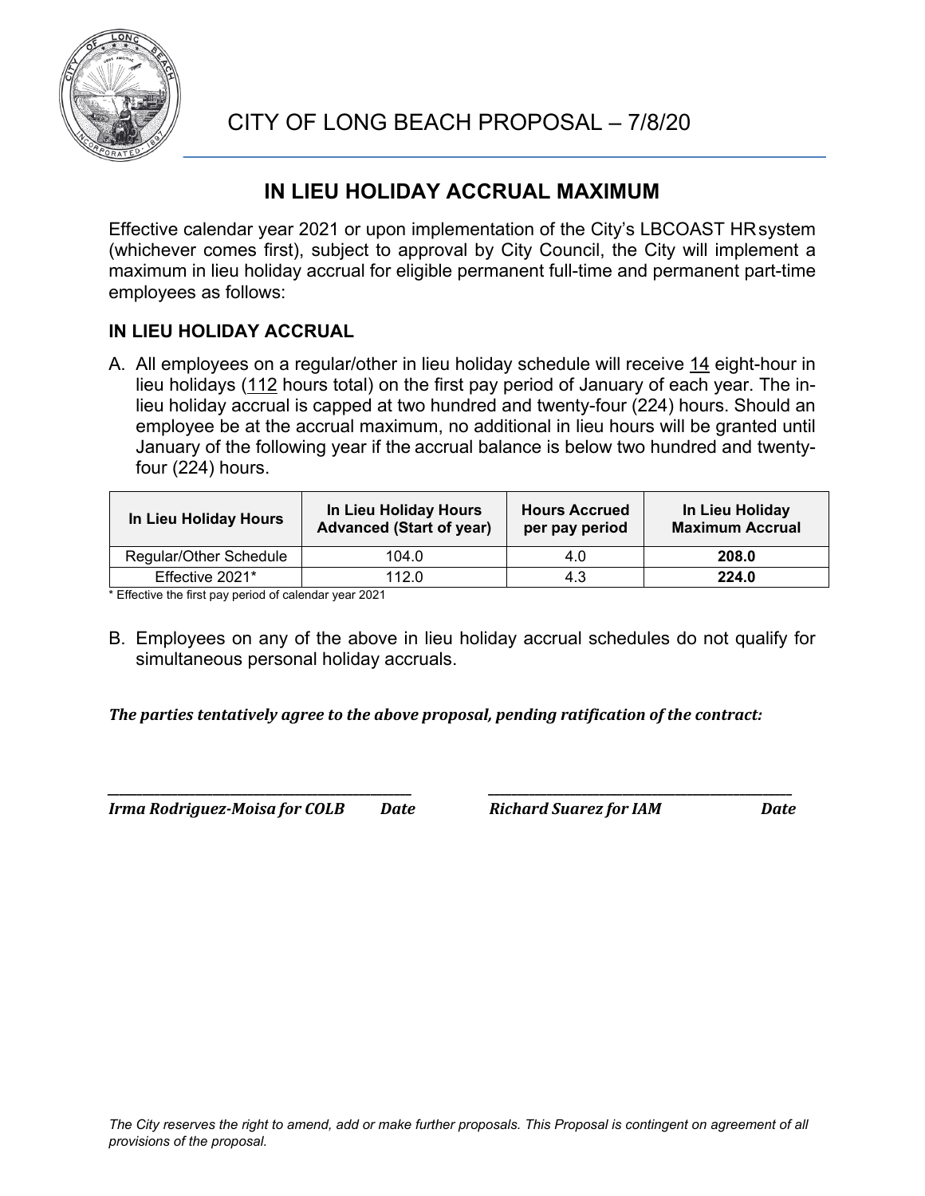# CITY OF LONG BEACH PROPOSAL – 7/8/20

## IN LIEU HOLIDAY ACCRUAL MAXIMUM

Effective calendar year 2021 or upon implementation of the City's LBCOAST HR system (whichever comes first), subject to approval by City Council, the City will implement a maximum in lieu holiday accrual for eligible permanent full-time and permanent part-time employees as follows:

### IN LIEU HOLIDAY ACCRUAL

A. All employees on a regular/other in lieu holiday schedule will receive 14 eight-hour in lieu holidays (112 hours total) on the first pay period of January of each year. The in-lieu holiday accrual is capped at two hundred and twenty-four (224) hours. Should an employee be at the accrual maximum, no additional in lieu hours will be granted until January of the following year if the accrual balance is below two hundred and twenty-four (224) hours.

| In Lieu Holiday Hours | In Lieu Holiday Hours Advanced (Start of year) | Hours Accrued per pay period | In Lieu Holiday Maximum Accrual |
|---|---|---|---|
| Regular/Other Schedule | 104.0 | 4.0 | **208.0** |
| Effective 2021* | 112.0 | 4.3 | **224.0** |

\* Effective the first pay period of calendar year 2021

B. Employees on any of the above in lieu holiday accrual schedules do not qualify for simultaneous personal holiday accruals.

***The parties tentatively agree to the above proposal, pending ratification of the contract:***

______________________________ ______________________________

***Irma Rodriguez-Moisa for COLB Date*** ***Richard Suarez for IAM Date***

*The City reserves the right to amend, add or make further proposals. This Proposal is contingent on agreement of all provisions of the proposal.*